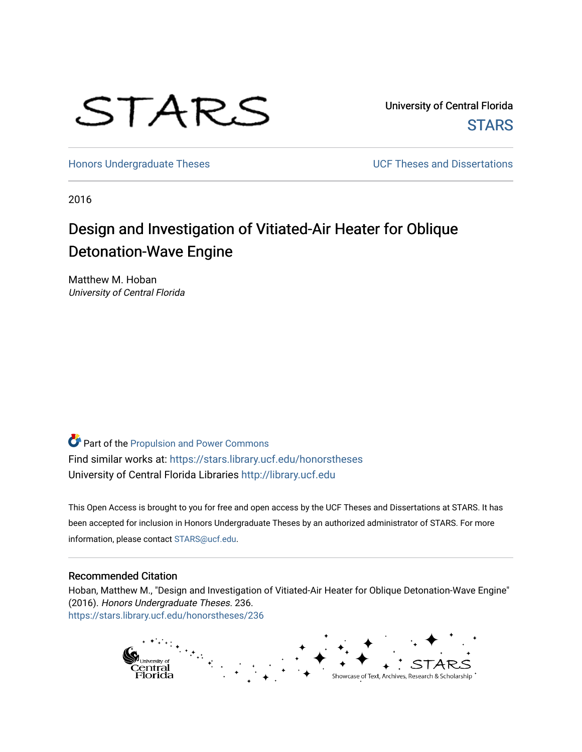University of Central Florida

STARS

Honors Undergraduate Theses

UCF Theses and Dissertations

2016

# Design and Investigation of Vitiated-Air Heater for Oblique Detonation-Wave Engine

Matthew M. Hoban
*University of Central Florida*

Part of the Propulsion and Power Commons
Find similar works at: https://stars.library.ucf.edu/honorstheses
University of Central Florida Libraries http://library.ucf.edu

This Open Access is brought to you for free and open access by the UCF Theses and Dissertations at STARS. It has been accepted for inclusion in Honors Undergraduate Theses by an authorized administrator of STARS. For more information, please contact STARS@ucf.edu.

## Recommended Citation

Hoban, Matthew M., "Design and Investigation of Vitiated-Air Heater for Oblique Detonation-Wave Engine" (2016). *Honors Undergraduate Theses*. 236.
https://stars.library.ucf.edu/honorstheses/236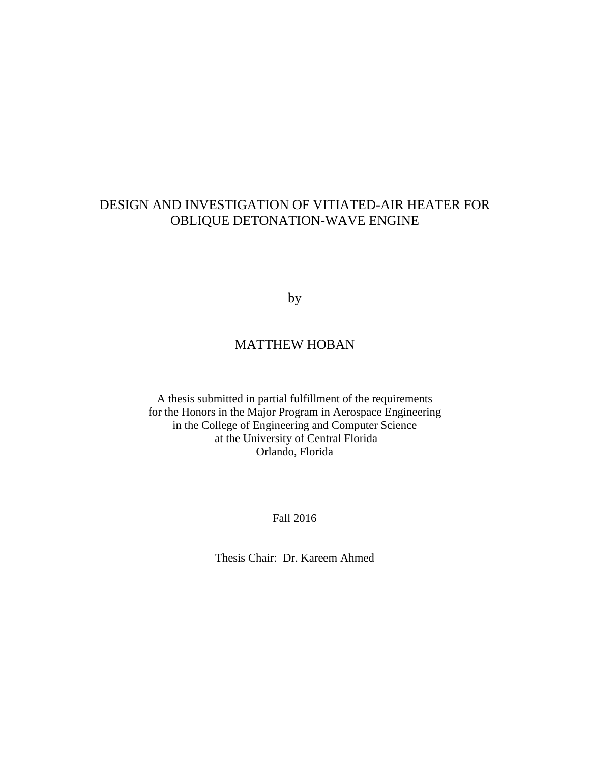# DESIGN AND INVESTIGATION OF VITIATED-AIR HEATER FOR OBLIQUE DETONATION-WAVE ENGINE

by

MATTHEW HOBAN

A thesis submitted in partial fulfillment of the requirements
for the Honors in the Major Program in Aerospace Engineering
in the College of Engineering and Computer Science
at the University of Central Florida
Orlando, Florida

Fall 2016

Thesis Chair: Dr. Kareem Ahmed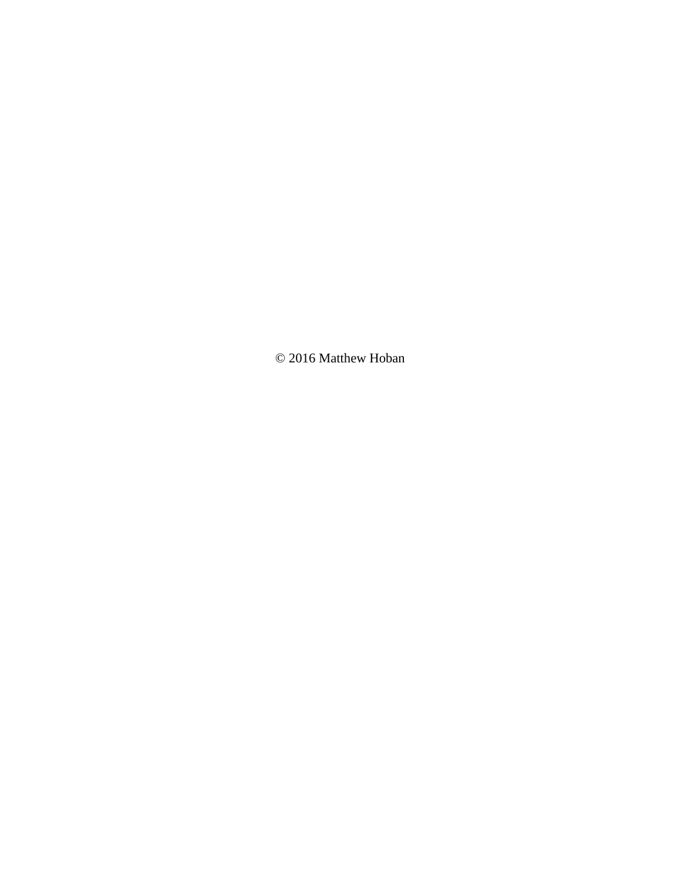© 2016 Matthew Hoban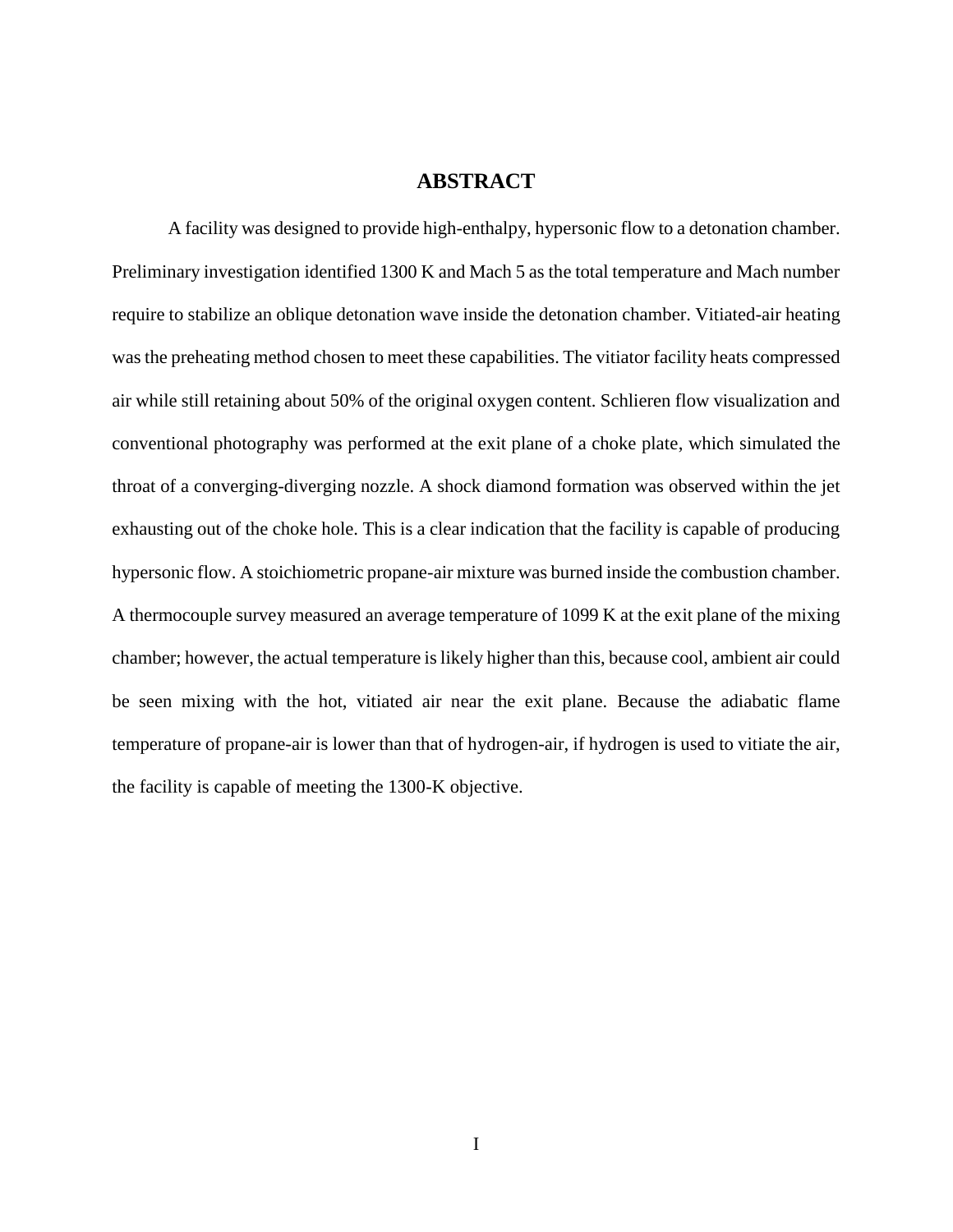# ABSTRACT

A facility was designed to provide high-enthalpy, hypersonic flow to a detonation chamber. Preliminary investigation identified 1300 K and Mach 5 as the total temperature and Mach number require to stabilize an oblique detonation wave inside the detonation chamber. Vitiated-air heating was the preheating method chosen to meet these capabilities. The vitiator facility heats compressed air while still retaining about 50% of the original oxygen content. Schlieren flow visualization and conventional photography was performed at the exit plane of a choke plate, which simulated the throat of a converging-diverging nozzle. A shock diamond formation was observed within the jet exhausting out of the choke hole. This is a clear indication that the facility is capable of producing hypersonic flow. A stoichiometric propane-air mixture was burned inside the combustion chamber. A thermocouple survey measured an average temperature of 1099 K at the exit plane of the mixing chamber; however, the actual temperature is likely higher than this, because cool, ambient air could be seen mixing with the hot, vitiated air near the exit plane. Because the adiabatic flame temperature of propane-air is lower than that of hydrogen-air, if hydrogen is used to vitiate the air, the facility is capable of meeting the 1300-K objective.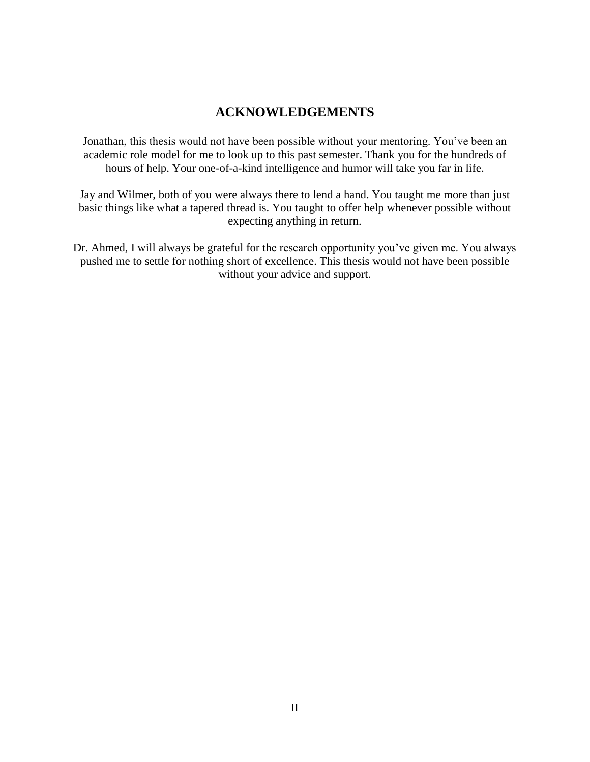# ACKNOWLEDGEMENTS

Jonathan, this thesis would not have been possible without your mentoring. You've been an academic role model for me to look up to this past semester. Thank you for the hundreds of hours of help. Your one-of-a-kind intelligence and humor will take you far in life.

Jay and Wilmer, both of you were always there to lend a hand. You taught me more than just basic things like what a tapered thread is. You taught to offer help whenever possible without expecting anything in return.

Dr. Ahmed, I will always be grateful for the research opportunity you've given me. You always pushed me to settle for nothing short of excellence. This thesis would not have been possible without your advice and support.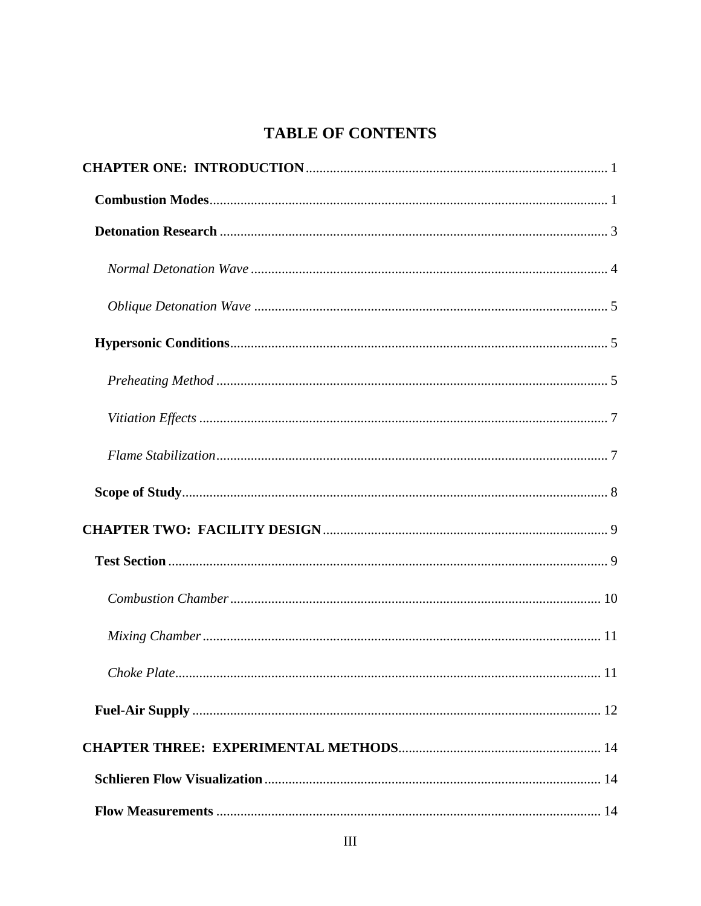# TABLE OF CONTENTS

**CHAPTER ONE: INTRODUCTION** ........................................................................................ 1

- **Combustion Modes** ................................................................................................ 1
- **Detonation Research** ............................................................................................. 3
  - *Normal Detonation Wave* ................................................................................... 4
  - *Oblique Detonation Wave* .................................................................................. 5
- **Hypersonic Conditions** .......................................................................................... 5
  - *Preheating Method* ............................................................................................. 5
  - *Vitiation Effects* .................................................................................................. 7
  - *Flame Stabilization* ............................................................................................. 7
- **Scope of Study** ........................................................................................................ 8

**CHAPTER TWO: FACILITY DESIGN** .................................................................................. 9

- **Test Section** ............................................................................................................ 9
  - *Combustion Chamber* ........................................................................................ 10
  - *Mixing Chamber* ................................................................................................ 11
  - *Choke Plate* ........................................................................................................ 11
- **Fuel-Air Supply** ..................................................................................................... 12

**CHAPTER THREE: EXPERIMENTAL METHODS** .......................................................... 14

- **Schlieren Flow Visualization** ............................................................................... 14
- **Flow Measurements** .............................................................................................. 14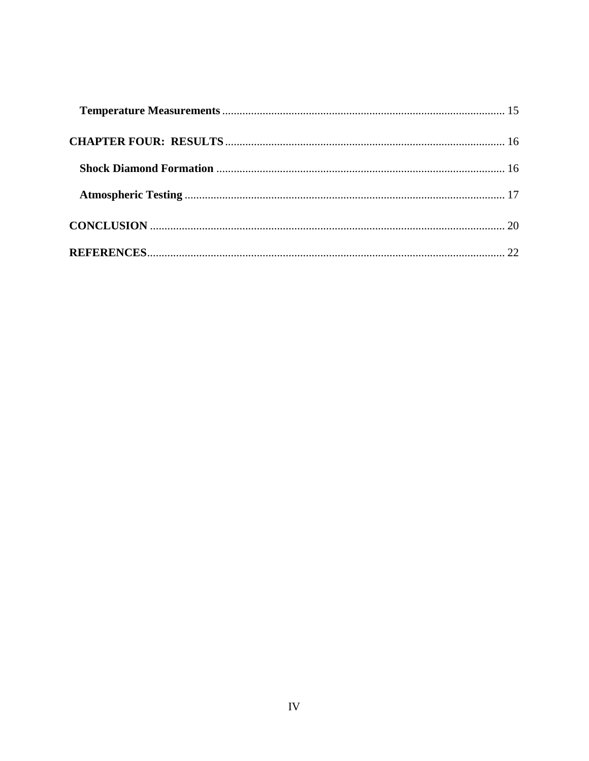**Temperature Measurements** .................................................................................................. 15

**CHAPTER FOUR: RESULTS** ................................................................................................ 16

**Shock Diamond Formation** ................................................................................................... 16

**Atmospheric Testing** .............................................................................................................. 17

**CONCLUSION** .......................................................................................................................... 20

**REFERENCES**........................................................................................................................... 22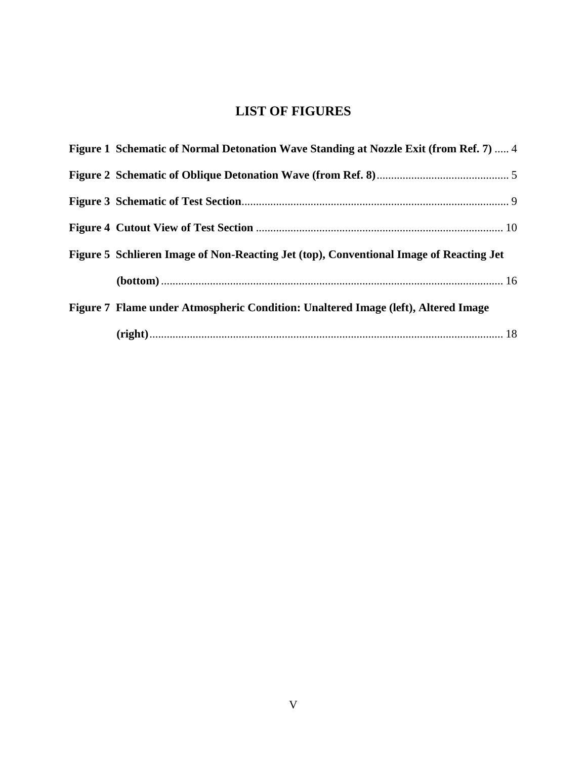# LIST OF FIGURES

**Figure 1 Schematic of Normal Detonation Wave Standing at Nozzle Exit (from Ref. 7)** ..... 4

**Figure 2 Schematic of Oblique Detonation Wave (from Ref. 8)**............................................. 5

**Figure 3 Schematic of Test Section**............................................................................................ 9

**Figure 4 Cutout View of Test Section** ..................................................................................... 10

**Figure 5 Schlieren Image of Non-Reacting Jet (top), Conventional Image of Reacting Jet (bottom)**....................................................................................................................... 16

**Figure 7 Flame under Atmospheric Condition: Unaltered Image (left), Altered Image (right)**........................................................................................................................... 18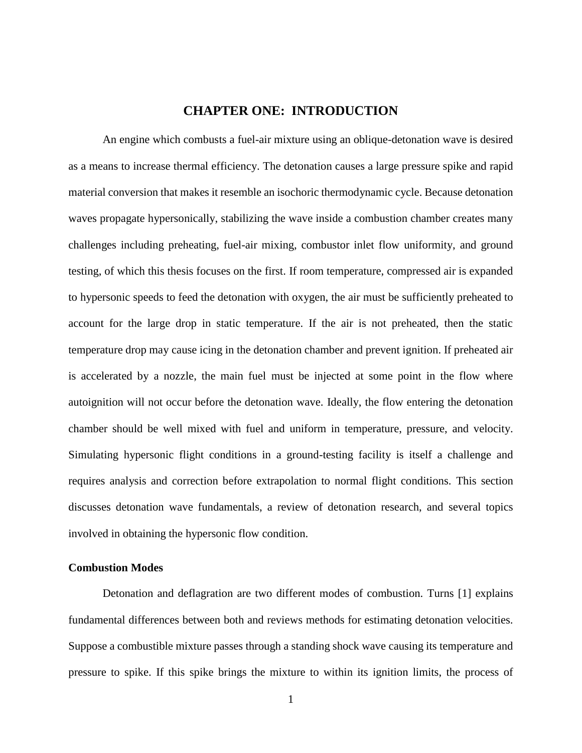# CHAPTER ONE: INTRODUCTION

An engine which combusts a fuel-air mixture using an oblique-detonation wave is desired as a means to increase thermal efficiency. The detonation causes a large pressure spike and rapid material conversion that makes it resemble an isochoric thermodynamic cycle. Because detonation waves propagate hypersonically, stabilizing the wave inside a combustion chamber creates many challenges including preheating, fuel-air mixing, combustor inlet flow uniformity, and ground testing, of which this thesis focuses on the first. If room temperature, compressed air is expanded to hypersonic speeds to feed the detonation with oxygen, the air must be sufficiently preheated to account for the large drop in static temperature. If the air is not preheated, then the static temperature drop may cause icing in the detonation chamber and prevent ignition. If preheated air is accelerated by a nozzle, the main fuel must be injected at some point in the flow where autoignition will not occur before the detonation wave. Ideally, the flow entering the detonation chamber should be well mixed with fuel and uniform in temperature, pressure, and velocity. Simulating hypersonic flight conditions in a ground-testing facility is itself a challenge and requires analysis and correction before extrapolation to normal flight conditions. This section discusses detonation wave fundamentals, a review of detonation research, and several topics involved in obtaining the hypersonic flow condition.

### Combustion Modes

Detonation and deflagration are two different modes of combustion. Turns [1] explains fundamental differences between both and reviews methods for estimating detonation velocities. Suppose a combustible mixture passes through a standing shock wave causing its temperature and pressure to spike. If this spike brings the mixture to within its ignition limits, the process of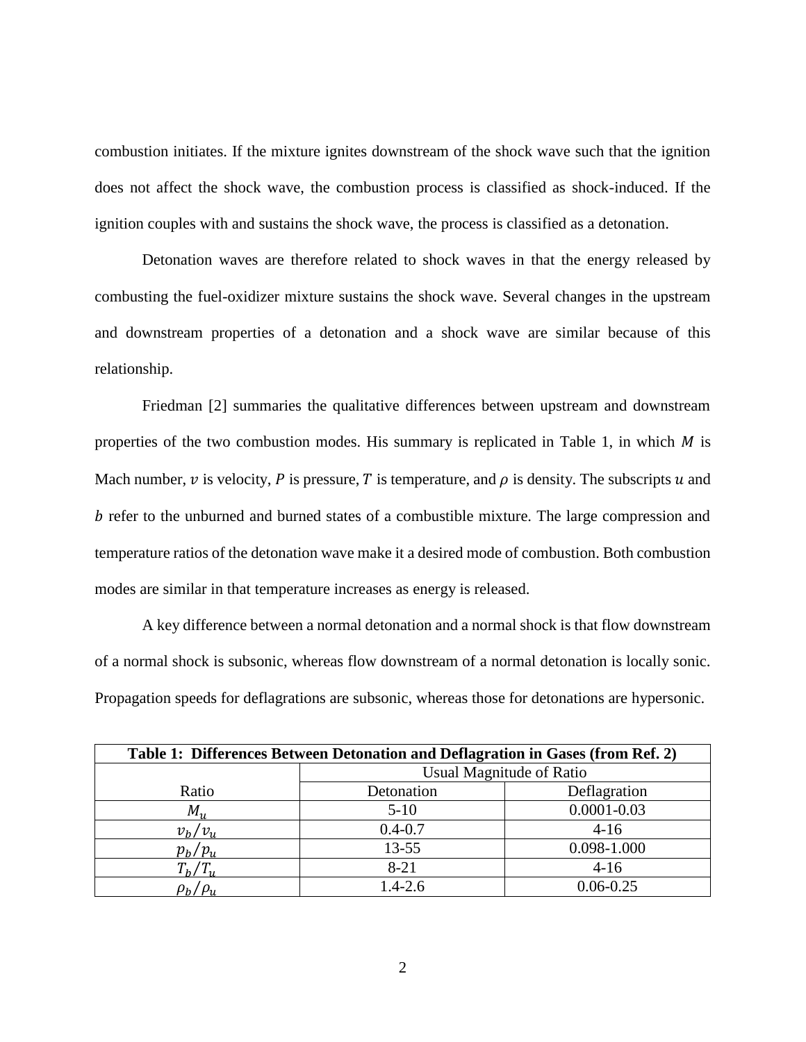combustion initiates. If the mixture ignites downstream of the shock wave such that the ignition does not affect the shock wave, the combustion process is classified as shock-induced. If the ignition couples with and sustains the shock wave, the process is classified as a detonation.

Detonation waves are therefore related to shock waves in that the energy released by combusting the fuel-oxidizer mixture sustains the shock wave. Several changes in the upstream and downstream properties of a detonation and a shock wave are similar because of this relationship.

Friedman [2] summaries the qualitative differences between upstream and downstream properties of the two combustion modes. His summary is replicated in Table 1, in which $M$ is Mach number, $v$ is velocity, $P$ is pressure, $T$ is temperature, and $\rho$ is density. The subscripts $u$ and $b$ refer to the unburned and burned states of a combustible mixture. The large compression and temperature ratios of the detonation wave make it a desired mode of combustion. Both combustion modes are similar in that temperature increases as energy is released.

A key difference between a normal detonation and a normal shock is that flow downstream of a normal shock is subsonic, whereas flow downstream of a normal detonation is locally sonic. Propagation speeds for deflagrations are subsonic, whereas those for detonations are hypersonic.

**Table 1: Differences Between Detonation and Deflagration in Gases (from Ref. 2)**

| | Usual Magnitude of Ratio | |
|---|---|---|
| Ratio | Detonation | Deflagration |
| $M_u$ | 5-10 | 0.0001-0.03 |
| $v_b/v_u$ | 0.4-0.7 | 4-16 |
| $p_b/p_u$ | 13-55 | 0.098-1.000 |
| $T_b/T_u$ | 8-21 | 4-16 |
| $\rho_b/\rho_u$ | 1.4-2.6 | 0.06-0.25 |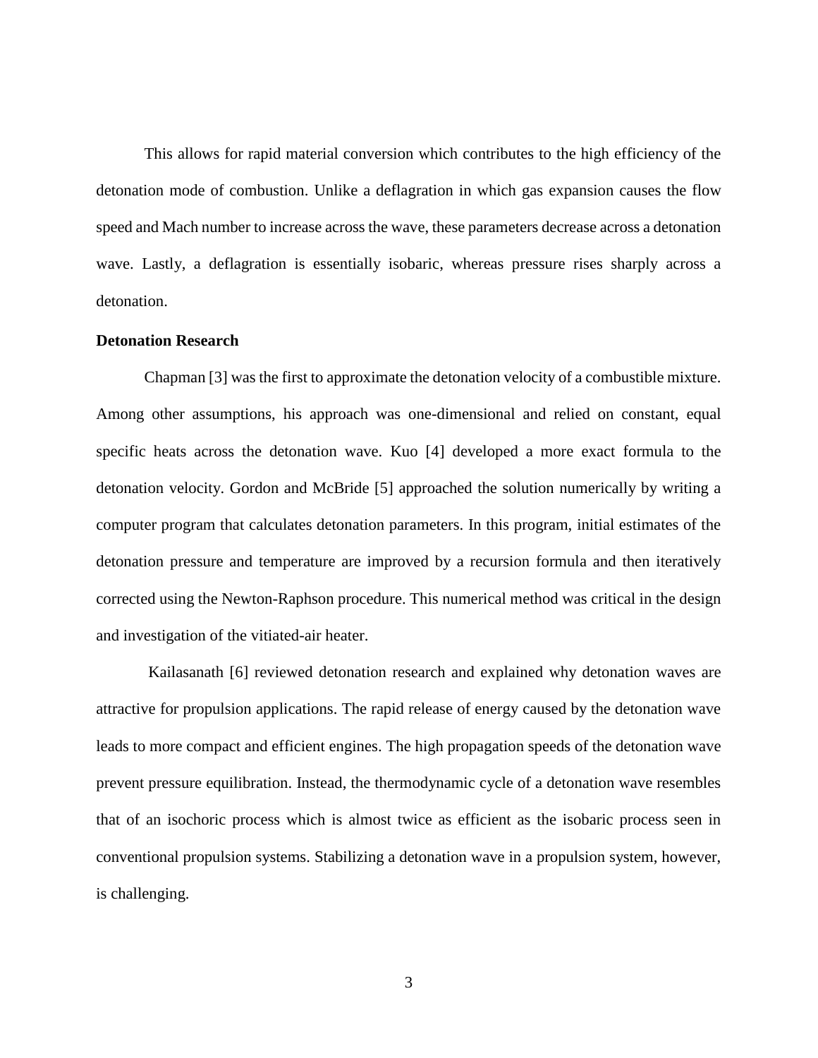This allows for rapid material conversion which contributes to the high efficiency of the detonation mode of combustion. Unlike a deflagration in which gas expansion causes the flow speed and Mach number to increase across the wave, these parameters decrease across a detonation wave. Lastly, a deflagration is essentially isobaric, whereas pressure rises sharply across a detonation.

**Detonation Research**

Chapman [3] was the first to approximate the detonation velocity of a combustible mixture. Among other assumptions, his approach was one-dimensional and relied on constant, equal specific heats across the detonation wave. Kuo [4] developed a more exact formula to the detonation velocity. Gordon and McBride [5] approached the solution numerically by writing a computer program that calculates detonation parameters. In this program, initial estimates of the detonation pressure and temperature are improved by a recursion formula and then iteratively corrected using the Newton-Raphson procedure. This numerical method was critical in the design and investigation of the vitiated-air heater.

Kailasanath [6] reviewed detonation research and explained why detonation waves are attractive for propulsion applications. The rapid release of energy caused by the detonation wave leads to more compact and efficient engines. The high propagation speeds of the detonation wave prevent pressure equilibration. Instead, the thermodynamic cycle of a detonation wave resembles that of an isochoric process which is almost twice as efficient as the isobaric process seen in conventional propulsion systems. Stabilizing a detonation wave in a propulsion system, however, is challenging.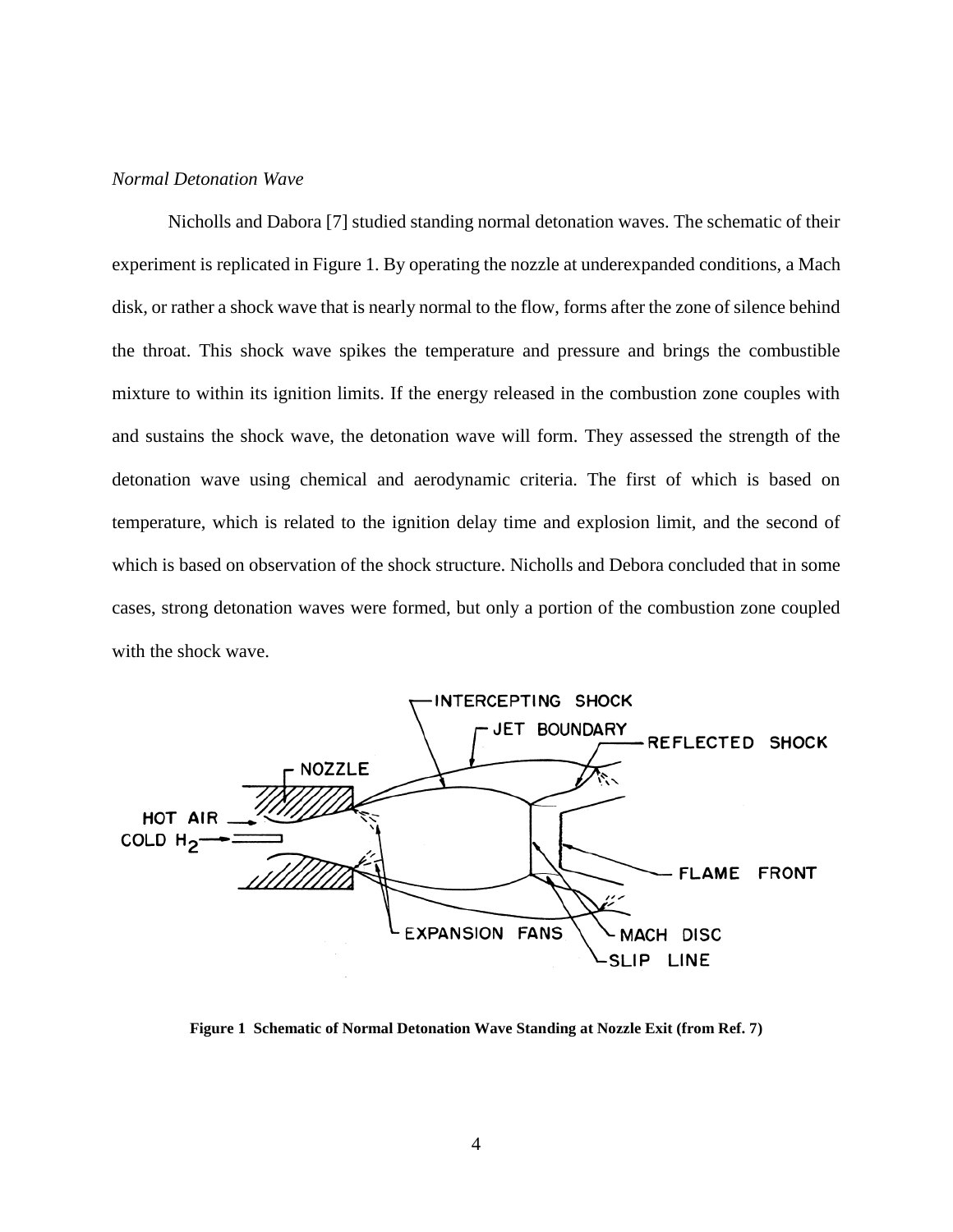*Normal Detonation Wave*

Nicholls and Dabora [7] studied standing normal detonation waves. The schematic of their experiment is replicated in Figure 1. By operating the nozzle at underexpanded conditions, a Mach disk, or rather a shock wave that is nearly normal to the flow, forms after the zone of silence behind the throat. This shock wave spikes the temperature and pressure and brings the combustible mixture to within its ignition limits. If the energy released in the combustion zone couples with and sustains the shock wave, the detonation wave will form. They assessed the strength of the detonation wave using chemical and aerodynamic criteria. The first of which is based on temperature, which is related to the ignition delay time and explosion limit, and the second of which is based on observation of the shock structure. Nicholls and Debora concluded that in some cases, strong detonation waves were formed, but only a portion of the combustion zone coupled with the shock wave.

**Figure 1 Schematic of Normal Detonation Wave Standing at Nozzle Exit (from Ref. 7)**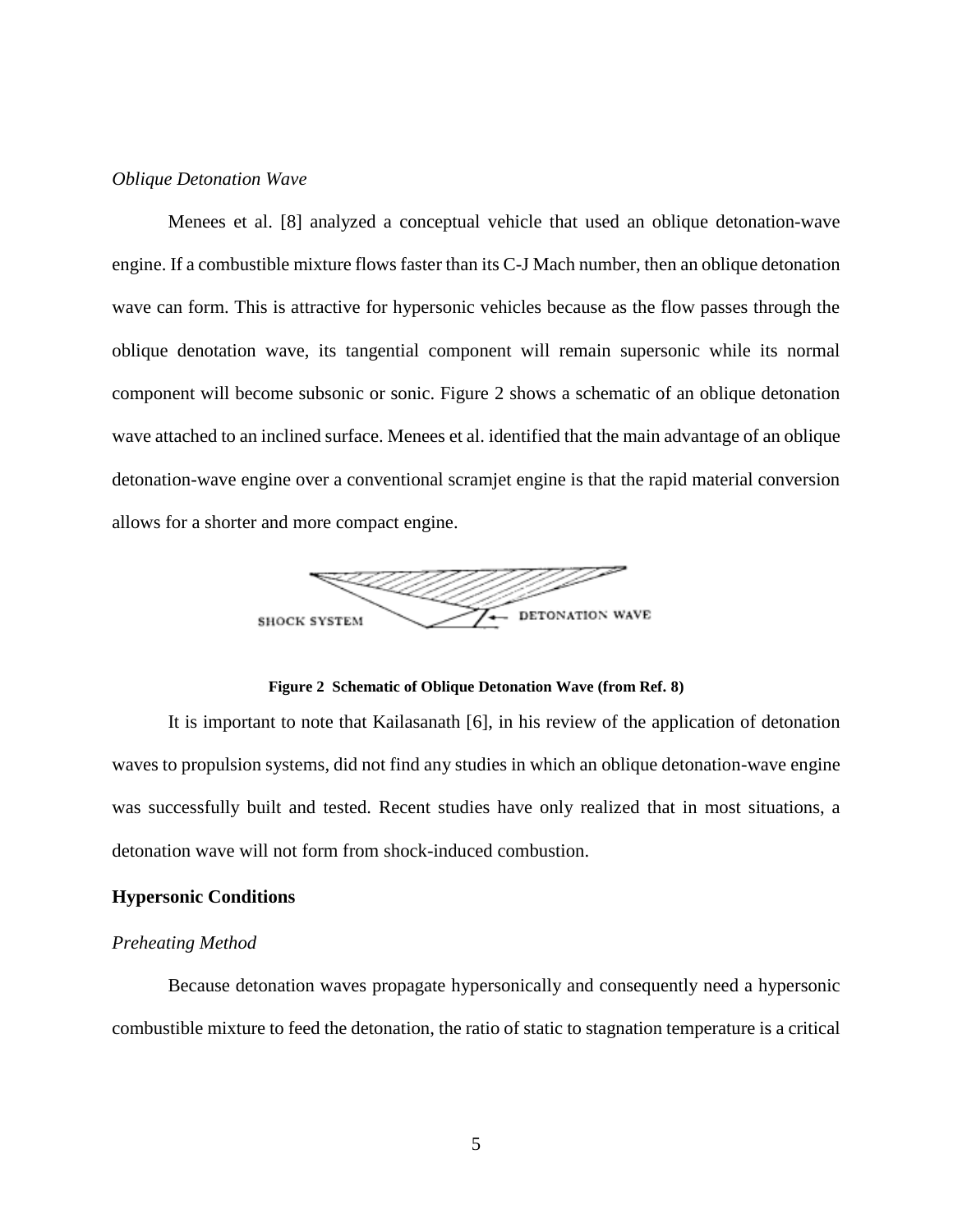*Oblique Detonation Wave*

Menees et al. [8] analyzed a conceptual vehicle that used an oblique detonation-wave engine. If a combustible mixture flows faster than its C-J Mach number, then an oblique detonation wave can form. This is attractive for hypersonic vehicles because as the flow passes through the oblique denotation wave, its tangential component will remain supersonic while its normal component will become subsonic or sonic. Figure 2 shows a schematic of an oblique detonation wave attached to an inclined surface. Menees et al. identified that the main advantage of an oblique detonation-wave engine over a conventional scramjet engine is that the rapid material conversion allows for a shorter and more compact engine.

**Figure 2 Schematic of Oblique Detonation Wave (from Ref. 8)**

It is important to note that Kailasanath [6], in his review of the application of detonation waves to propulsion systems, did not find any studies in which an oblique detonation-wave engine was successfully built and tested. Recent studies have only realized that in most situations, a detonation wave will not form from shock-induced combustion.

## Hypersonic Conditions

*Preheating Method*

Because detonation waves propagate hypersonically and consequently need a hypersonic combustible mixture to feed the detonation, the ratio of static to stagnation temperature is a critical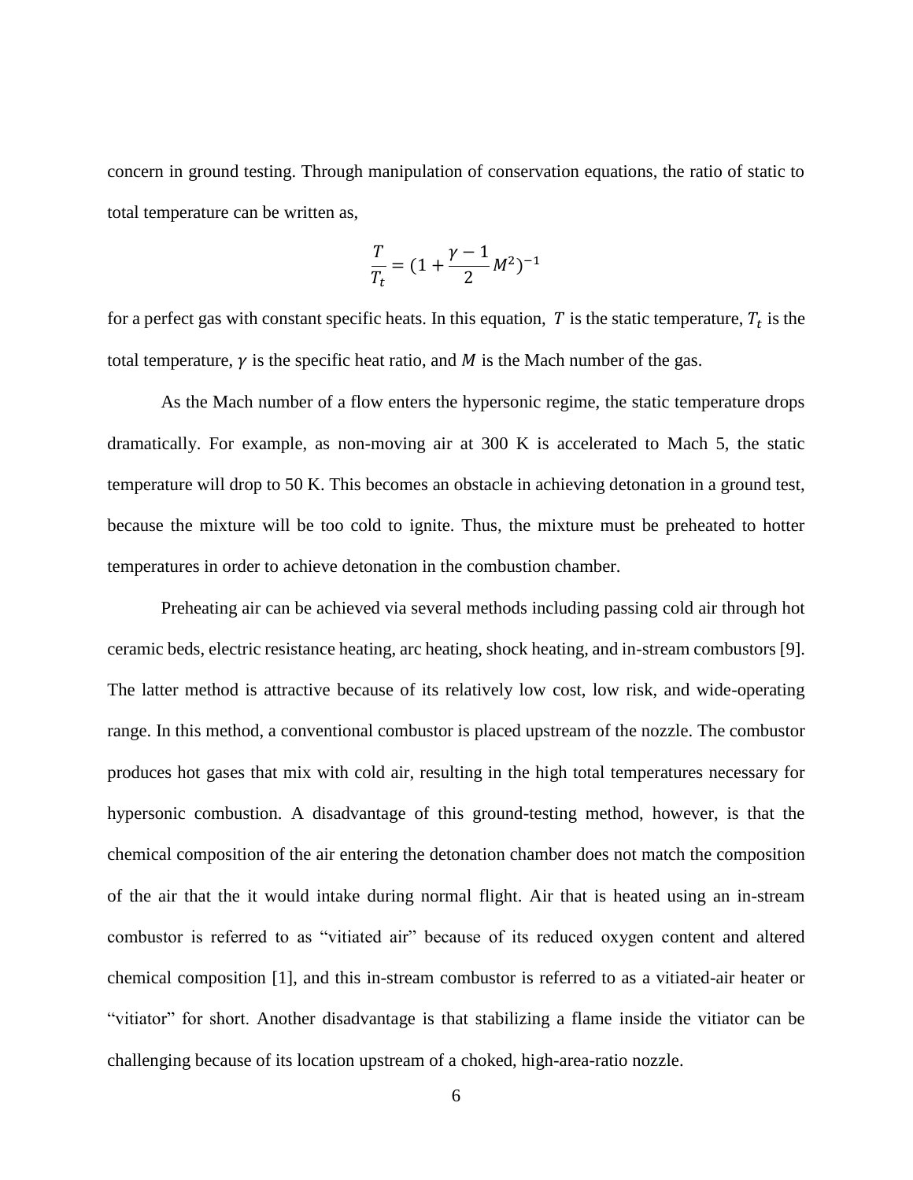concern in ground testing. Through manipulation of conservation equations, the ratio of static to total temperature can be written as,

$$\frac{T}{T_t} = (1 + \frac{\gamma - 1}{2} M^2)^{-1}$$

for a perfect gas with constant specific heats. In this equation, $T$ is the static temperature, $T_t$ is the total temperature, $\gamma$ is the specific heat ratio, and $M$ is the Mach number of the gas.

As the Mach number of a flow enters the hypersonic regime, the static temperature drops dramatically. For example, as non-moving air at 300 K is accelerated to Mach 5, the static temperature will drop to 50 K. This becomes an obstacle in achieving detonation in a ground test, because the mixture will be too cold to ignite. Thus, the mixture must be preheated to hotter temperatures in order to achieve detonation in the combustion chamber.

Preheating air can be achieved via several methods including passing cold air through hot ceramic beds, electric resistance heating, arc heating, shock heating, and in-stream combustors [9]. The latter method is attractive because of its relatively low cost, low risk, and wide-operating range. In this method, a conventional combustor is placed upstream of the nozzle. The combustor produces hot gases that mix with cold air, resulting in the high total temperatures necessary for hypersonic combustion. A disadvantage of this ground-testing method, however, is that the chemical composition of the air entering the detonation chamber does not match the composition of the air that the it would intake during normal flight. Air that is heated using an in-stream combustor is referred to as "vitiated air" because of its reduced oxygen content and altered chemical composition [1], and this in-stream combustor is referred to as a vitiated-air heater or "vitiator" for short. Another disadvantage is that stabilizing a flame inside the vitiator can be challenging because of its location upstream of a choked, high-area-ratio nozzle.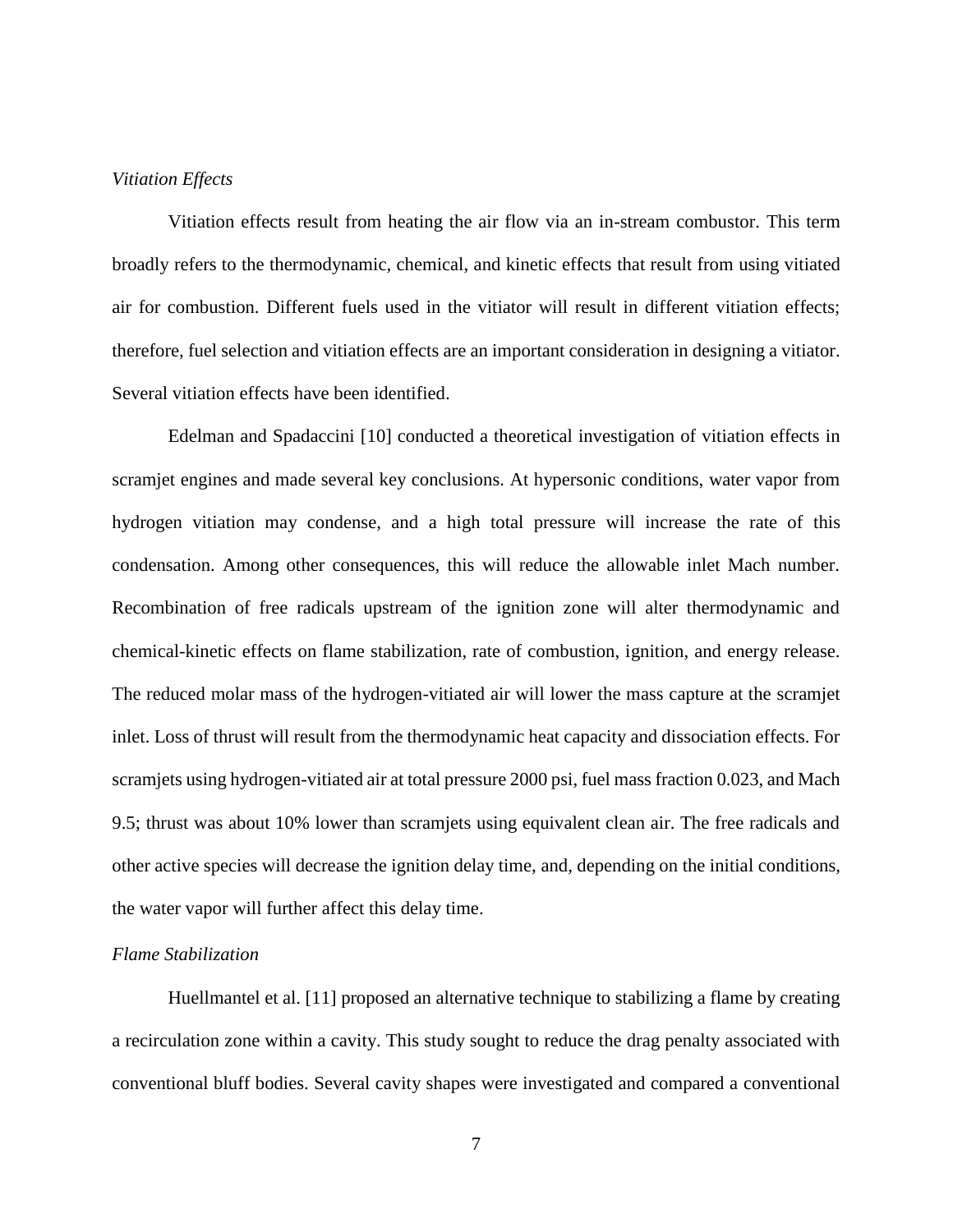*Vitiation Effects*

Vitiation effects result from heating the air flow via an in-stream combustor. This term broadly refers to the thermodynamic, chemical, and kinetic effects that result from using vitiated air for combustion. Different fuels used in the vitiator will result in different vitiation effects; therefore, fuel selection and vitiation effects are an important consideration in designing a vitiator. Several vitiation effects have been identified.

Edelman and Spadaccini [10] conducted a theoretical investigation of vitiation effects in scramjet engines and made several key conclusions. At hypersonic conditions, water vapor from hydrogen vitiation may condense, and a high total pressure will increase the rate of this condensation. Among other consequences, this will reduce the allowable inlet Mach number. Recombination of free radicals upstream of the ignition zone will alter thermodynamic and chemical-kinetic effects on flame stabilization, rate of combustion, ignition, and energy release. The reduced molar mass of the hydrogen-vitiated air will lower the mass capture at the scramjet inlet. Loss of thrust will result from the thermodynamic heat capacity and dissociation effects. For scramjets using hydrogen-vitiated air at total pressure 2000 psi, fuel mass fraction 0.023, and Mach 9.5; thrust was about 10% lower than scramjets using equivalent clean air. The free radicals and other active species will decrease the ignition delay time, and, depending on the initial conditions, the water vapor will further affect this delay time.

*Flame Stabilization*

Huellmantel et al. [11] proposed an alternative technique to stabilizing a flame by creating a recirculation zone within a cavity. This study sought to reduce the drag penalty associated with conventional bluff bodies. Several cavity shapes were investigated and compared a conventional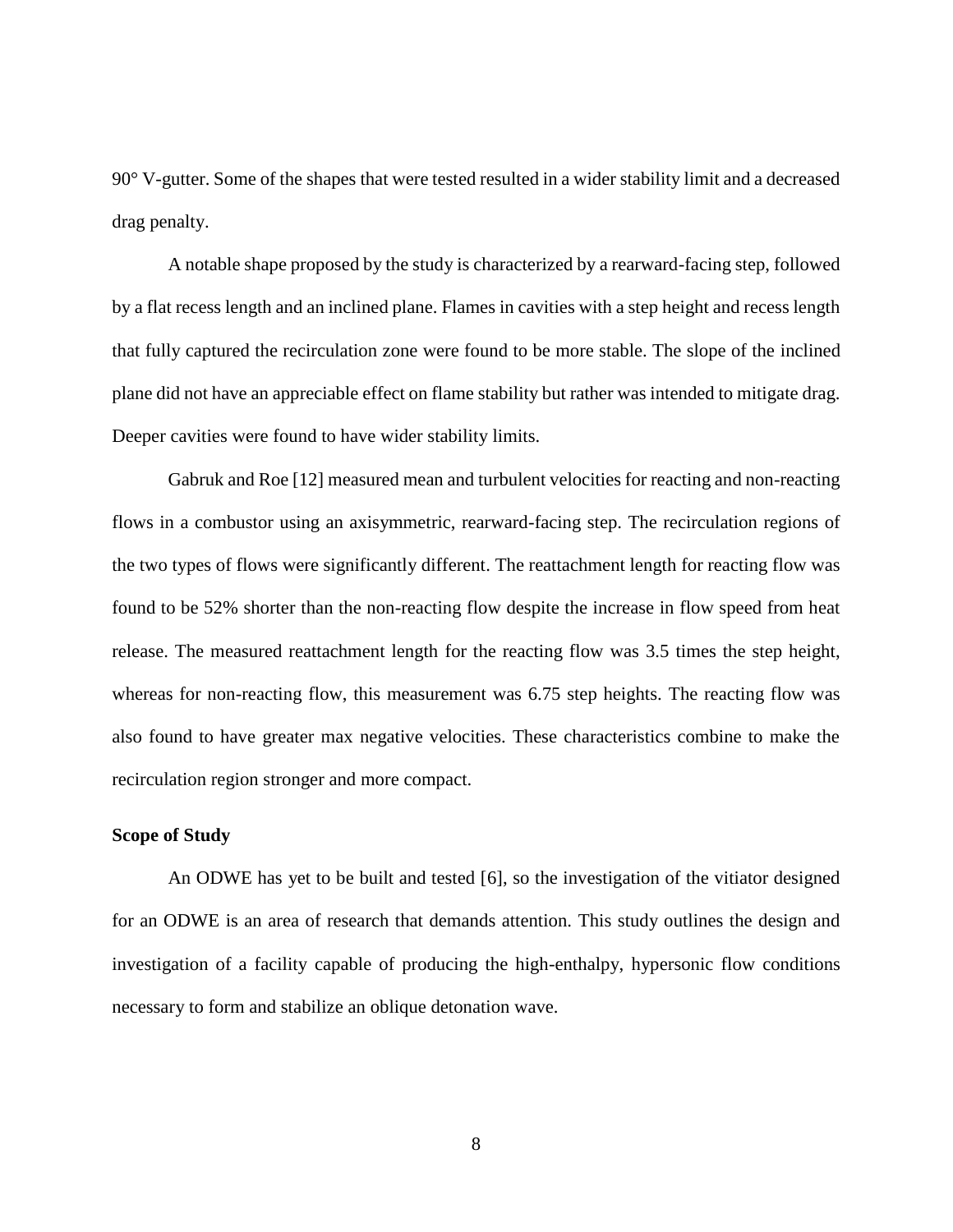90° V-gutter. Some of the shapes that were tested resulted in a wider stability limit and a decreased drag penalty.

A notable shape proposed by the study is characterized by a rearward-facing step, followed by a flat recess length and an inclined plane. Flames in cavities with a step height and recess length that fully captured the recirculation zone were found to be more stable. The slope of the inclined plane did not have an appreciable effect on flame stability but rather was intended to mitigate drag. Deeper cavities were found to have wider stability limits.

Gabruk and Roe [12] measured mean and turbulent velocities for reacting and non-reacting flows in a combustor using an axisymmetric, rearward-facing step. The recirculation regions of the two types of flows were significantly different. The reattachment length for reacting flow was found to be 52% shorter than the non-reacting flow despite the increase in flow speed from heat release. The measured reattachment length for the reacting flow was 3.5 times the step height, whereas for non-reacting flow, this measurement was 6.75 step heights. The reacting flow was also found to have greater max negative velocities. These characteristics combine to make the recirculation region stronger and more compact.

### Scope of Study

An ODWE has yet to be built and tested [6], so the investigation of the vitiator designed for an ODWE is an area of research that demands attention. This study outlines the design and investigation of a facility capable of producing the high-enthalpy, hypersonic flow conditions necessary to form and stabilize an oblique detonation wave.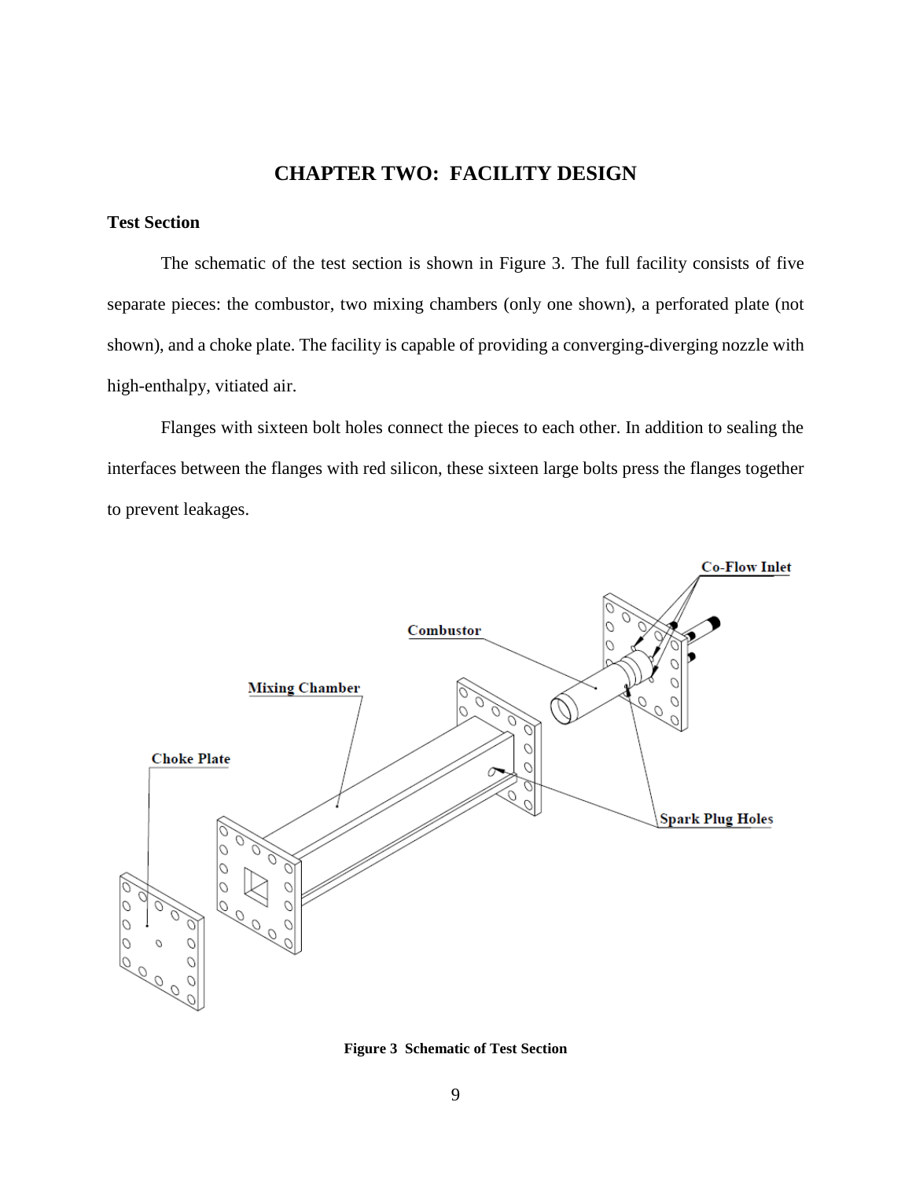# CHAPTER TWO: FACILITY DESIGN

## Test Section

The schematic of the test section is shown in Figure 3. The full facility consists of five separate pieces: the combustor, two mixing chambers (only one shown), a perforated plate (not shown), and a choke plate. The facility is capable of providing a converging-diverging nozzle with high-enthalpy, vitiated air.

Flanges with sixteen bolt holes connect the pieces to each other. In addition to sealing the interfaces between the flanges with red silicon, these sixteen large bolts press the flanges together to prevent leakages.

**Figure 3 Schematic of Test Section**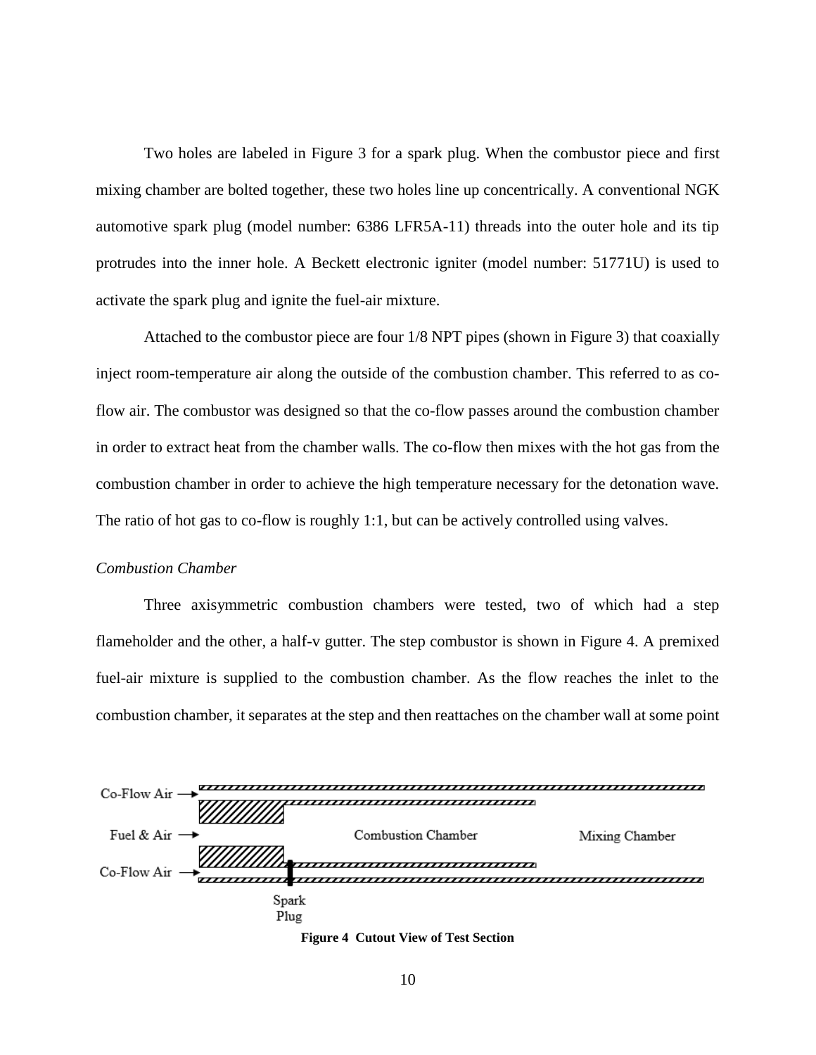Two holes are labeled in Figure 3 for a spark plug. When the combustor piece and first mixing chamber are bolted together, these two holes line up concentrically. A conventional NGK automotive spark plug (model number: 6386 LFR5A-11) threads into the outer hole and its tip protrudes into the inner hole. A Beckett electronic igniter (model number: 51771U) is used to activate the spark plug and ignite the fuel-air mixture.

Attached to the combustor piece are four 1/8 NPT pipes (shown in Figure 3) that coaxially inject room-temperature air along the outside of the combustion chamber. This referred to as co-flow air. The combustor was designed so that the co-flow passes around the combustion chamber in order to extract heat from the chamber walls. The co-flow then mixes with the hot gas from the combustion chamber in order to achieve the high temperature necessary for the detonation wave. The ratio of hot gas to co-flow is roughly 1:1, but can be actively controlled using valves.

*Combustion Chamber*

Three axisymmetric combustion chambers were tested, two of which had a step flameholder and the other, a half-v gutter. The step combustor is shown in Figure 4. A premixed fuel-air mixture is supplied to the combustion chamber. As the flow reaches the inlet to the combustion chamber, it separates at the step and then reattaches on the chamber wall at some point

Co-Flow Air → Fuel & Air → Co-Flow Air → Combustion Chamber Mixing Chamber Spark Plug

**Figure 4 Cutout View of Test Section**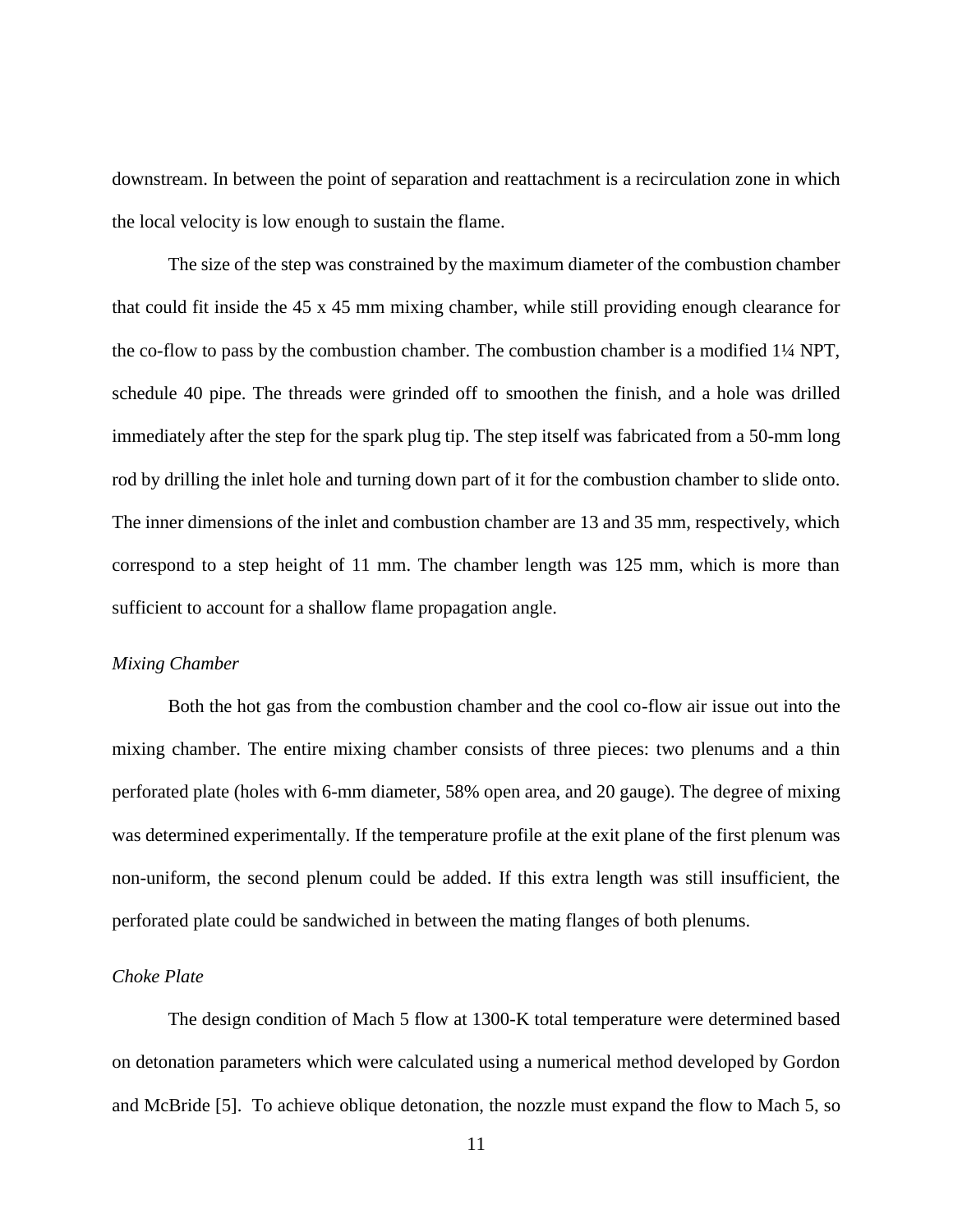downstream. In between the point of separation and reattachment is a recirculation zone in which the local velocity is low enough to sustain the flame.

The size of the step was constrained by the maximum diameter of the combustion chamber that could fit inside the 45 x 45 mm mixing chamber, while still providing enough clearance for the co-flow to pass by the combustion chamber. The combustion chamber is a modified 1¼ NPT, schedule 40 pipe. The threads were grinded off to smoothen the finish, and a hole was drilled immediately after the step for the spark plug tip. The step itself was fabricated from a 50-mm long rod by drilling the inlet hole and turning down part of it for the combustion chamber to slide onto. The inner dimensions of the inlet and combustion chamber are 13 and 35 mm, respectively, which correspond to a step height of 11 mm. The chamber length was 125 mm, which is more than sufficient to account for a shallow flame propagation angle.

*Mixing Chamber*

Both the hot gas from the combustion chamber and the cool co-flow air issue out into the mixing chamber. The entire mixing chamber consists of three pieces: two plenums and a thin perforated plate (holes with 6-mm diameter, 58% open area, and 20 gauge). The degree of mixing was determined experimentally. If the temperature profile at the exit plane of the first plenum was non-uniform, the second plenum could be added. If this extra length was still insufficient, the perforated plate could be sandwiched in between the mating flanges of both plenums.

*Choke Plate*

The design condition of Mach 5 flow at 1300-K total temperature were determined based on detonation parameters which were calculated using a numerical method developed by Gordon and McBride [5]. To achieve oblique detonation, the nozzle must expand the flow to Mach 5, so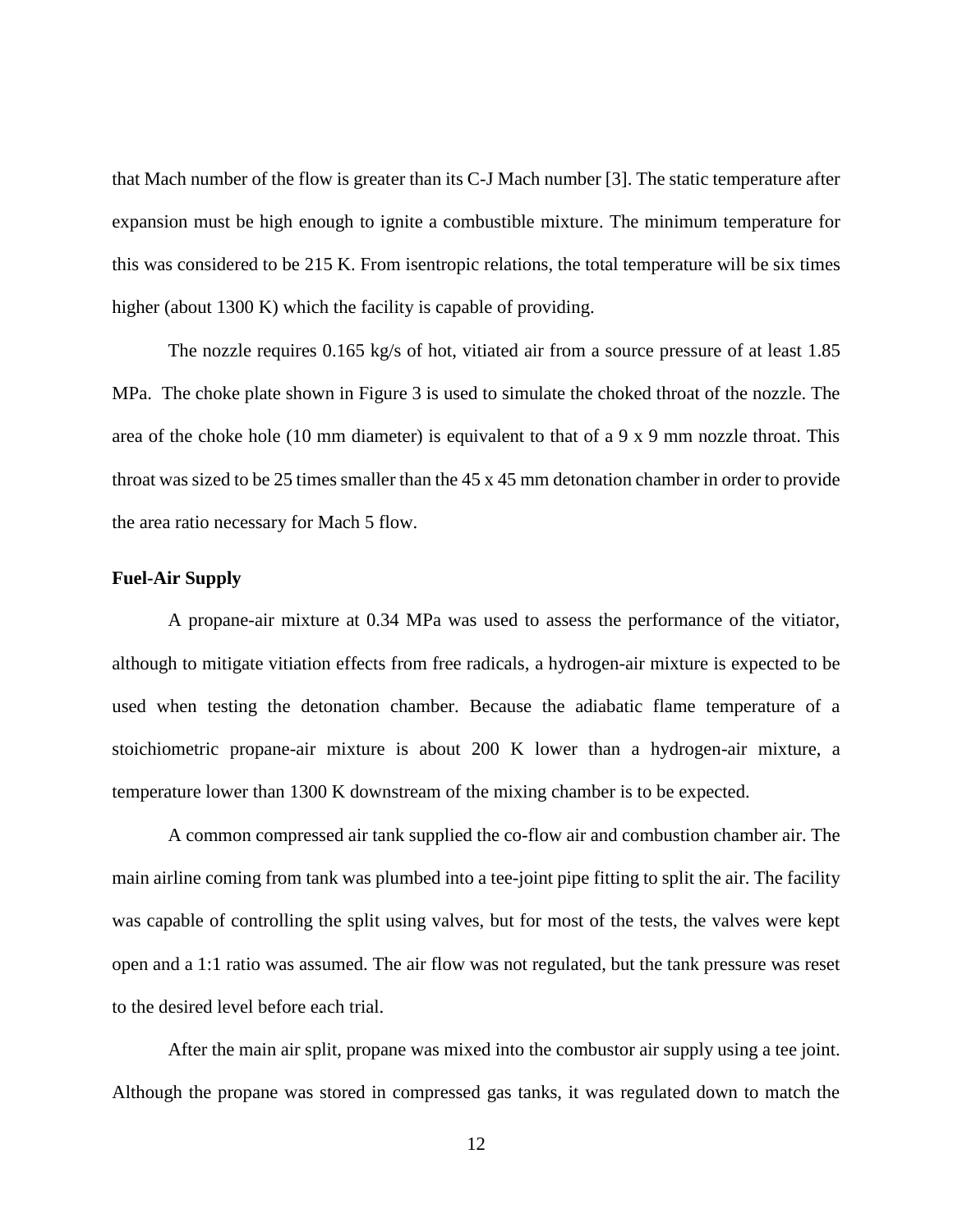that Mach number of the flow is greater than its C-J Mach number [3]. The static temperature after expansion must be high enough to ignite a combustible mixture. The minimum temperature for this was considered to be 215 K. From isentropic relations, the total temperature will be six times higher (about 1300 K) which the facility is capable of providing.

The nozzle requires 0.165 kg/s of hot, vitiated air from a source pressure of at least 1.85 MPa. The choke plate shown in Figure 3 is used to simulate the choked throat of the nozzle. The area of the choke hole (10 mm diameter) is equivalent to that of a 9 x 9 mm nozzle throat. This throat was sized to be 25 times smaller than the 45 x 45 mm detonation chamber in order to provide the area ratio necessary for Mach 5 flow.

**Fuel-Air Supply**

A propane-air mixture at 0.34 MPa was used to assess the performance of the vitiator, although to mitigate vitiation effects from free radicals, a hydrogen-air mixture is expected to be used when testing the detonation chamber. Because the adiabatic flame temperature of a stoichiometric propane-air mixture is about 200 K lower than a hydrogen-air mixture, a temperature lower than 1300 K downstream of the mixing chamber is to be expected.

A common compressed air tank supplied the co-flow air and combustion chamber air. The main airline coming from tank was plumbed into a tee-joint pipe fitting to split the air. The facility was capable of controlling the split using valves, but for most of the tests, the valves were kept open and a 1:1 ratio was assumed. The air flow was not regulated, but the tank pressure was reset to the desired level before each trial.

After the main air split, propane was mixed into the combustor air supply using a tee joint. Although the propane was stored in compressed gas tanks, it was regulated down to match the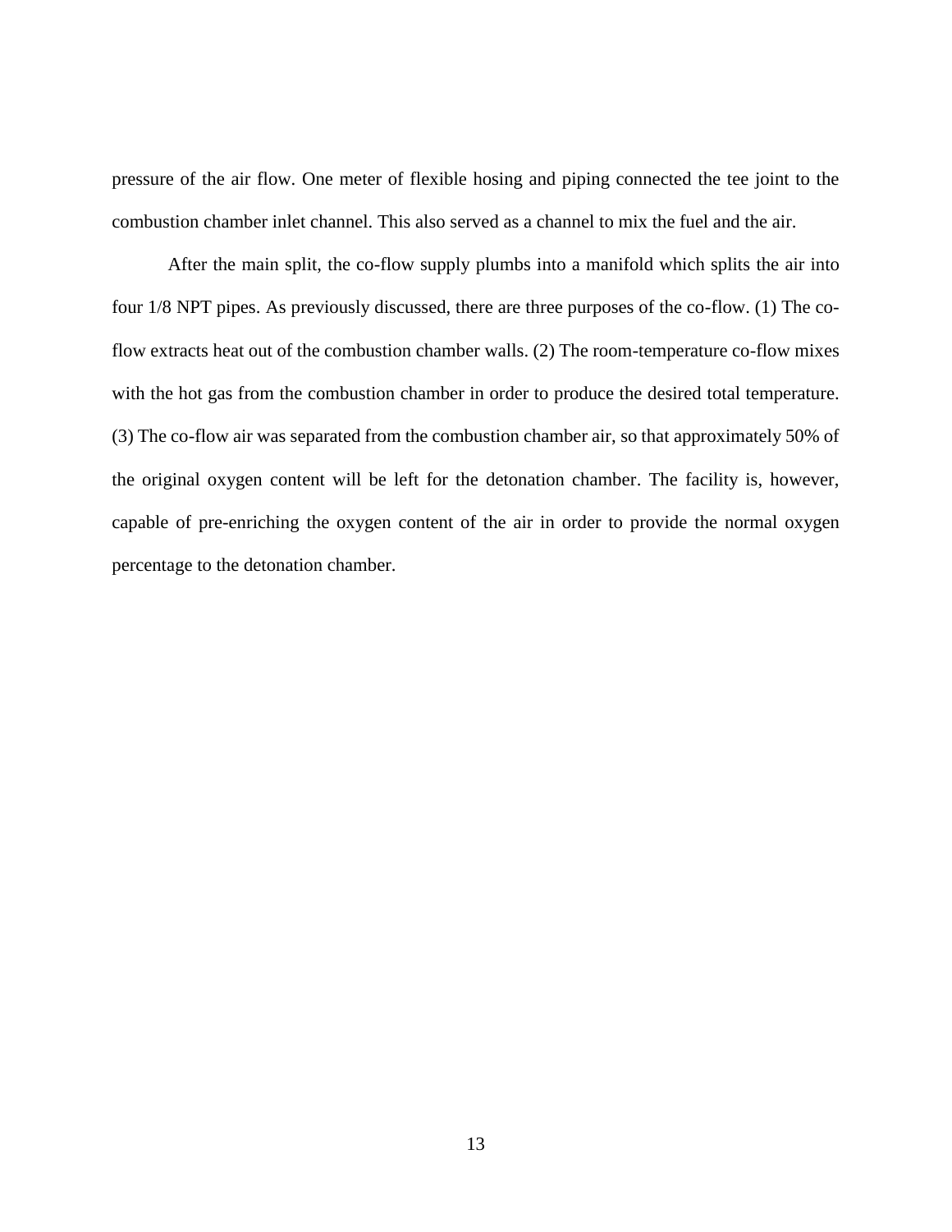pressure of the air flow. One meter of flexible hosing and piping connected the tee joint to the combustion chamber inlet channel. This also served as a channel to mix the fuel and the air.

After the main split, the co-flow supply plumbs into a manifold which splits the air into four 1/8 NPT pipes. As previously discussed, there are three purposes of the co-flow. (1) The co-flow extracts heat out of the combustion chamber walls. (2) The room-temperature co-flow mixes with the hot gas from the combustion chamber in order to produce the desired total temperature. (3) The co-flow air was separated from the combustion chamber air, so that approximately 50% of the original oxygen content will be left for the detonation chamber. The facility is, however, capable of pre-enriching the oxygen content of the air in order to provide the normal oxygen percentage to the detonation chamber.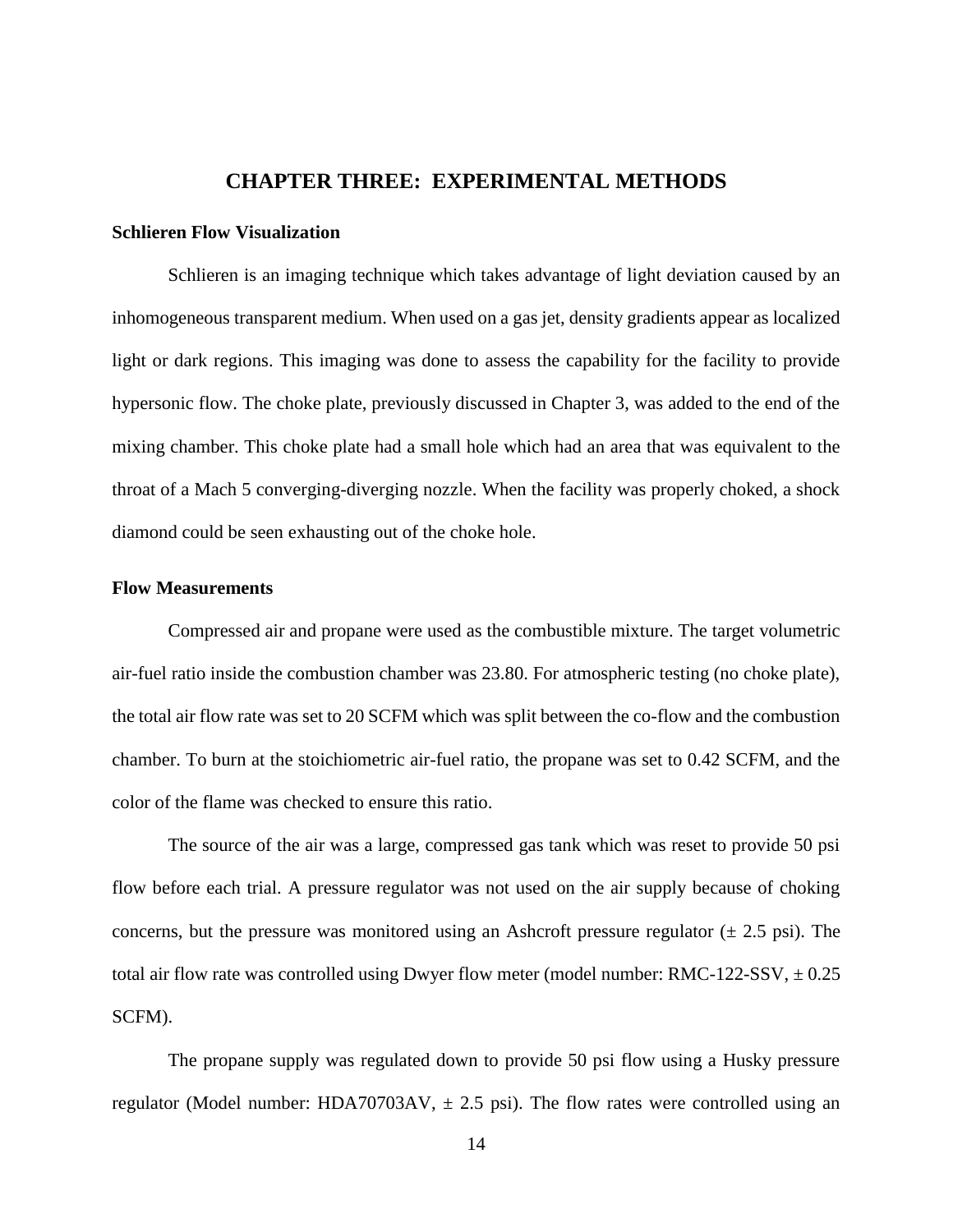# CHAPTER THREE: EXPERIMENTAL METHODS

## Schlieren Flow Visualization

Schlieren is an imaging technique which takes advantage of light deviation caused by an inhomogeneous transparent medium. When used on a gas jet, density gradients appear as localized light or dark regions. This imaging was done to assess the capability for the facility to provide hypersonic flow. The choke plate, previously discussed in Chapter 3, was added to the end of the mixing chamber. This choke plate had a small hole which had an area that was equivalent to the throat of a Mach 5 converging-diverging nozzle. When the facility was properly choked, a shock diamond could be seen exhausting out of the choke hole.

## Flow Measurements

Compressed air and propane were used as the combustible mixture. The target volumetric air-fuel ratio inside the combustion chamber was 23.80. For atmospheric testing (no choke plate), the total air flow rate was set to 20 SCFM which was split between the co-flow and the combustion chamber. To burn at the stoichiometric air-fuel ratio, the propane was set to 0.42 SCFM, and the color of the flame was checked to ensure this ratio.

The source of the air was a large, compressed gas tank which was reset to provide 50 psi flow before each trial. A pressure regulator was not used on the air supply because of choking concerns, but the pressure was monitored using an Ashcroft pressure regulator (± 2.5 psi). The total air flow rate was controlled using Dwyer flow meter (model number: RMC-122-SSV, ± 0.25 SCFM).

The propane supply was regulated down to provide 50 psi flow using a Husky pressure regulator (Model number: HDA70703AV, ± 2.5 psi). The flow rates were controlled using an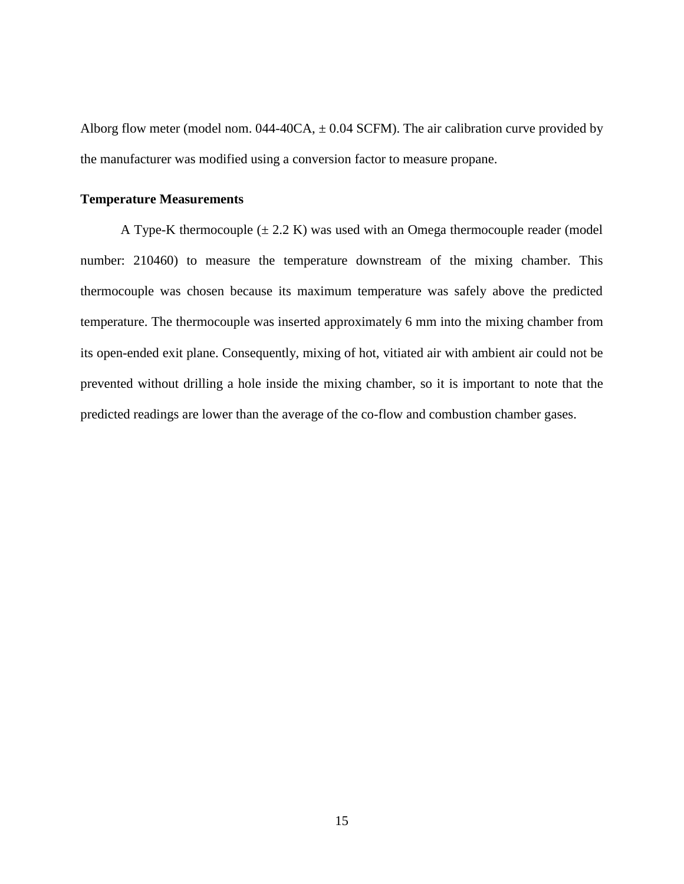Alborg flow meter (model nom. 044-40CA, ± 0.04 SCFM). The air calibration curve provided by the manufacturer was modified using a conversion factor to measure propane.

**Temperature Measurements**

A Type-K thermocouple (± 2.2 K) was used with an Omega thermocouple reader (model number: 210460) to measure the temperature downstream of the mixing chamber. This thermocouple was chosen because its maximum temperature was safely above the predicted temperature. The thermocouple was inserted approximately 6 mm into the mixing chamber from its open-ended exit plane. Consequently, mixing of hot, vitiated air with ambient air could not be prevented without drilling a hole inside the mixing chamber, so it is important to note that the predicted readings are lower than the average of the co-flow and combustion chamber gases.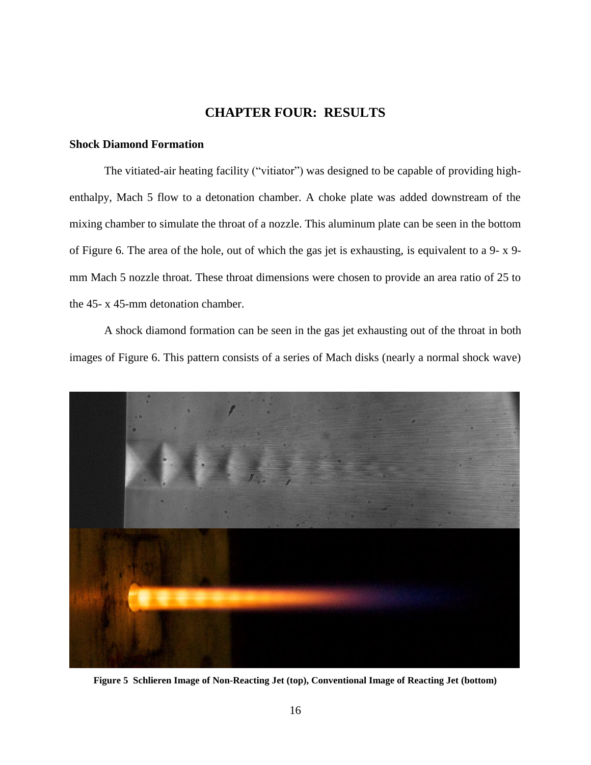# CHAPTER FOUR: RESULTS

## Shock Diamond Formation

The vitiated-air heating facility ("vitiator") was designed to be capable of providing high-enthalpy, Mach 5 flow to a detonation chamber. A choke plate was added downstream of the mixing chamber to simulate the throat of a nozzle. This aluminum plate can be seen in the bottom of Figure 6. The area of the hole, out of which the gas jet is exhausting, is equivalent to a 9- x 9-mm Mach 5 nozzle throat. These throat dimensions were chosen to provide an area ratio of 25 to the 45- x 45-mm detonation chamber.

A shock diamond formation can be seen in the gas jet exhausting out of the throat in both images of Figure 6. This pattern consists of a series of Mach disks (nearly a normal shock wave)

**Figure 5 Schlieren Image of Non-Reacting Jet (top), Conventional Image of Reacting Jet (bottom)**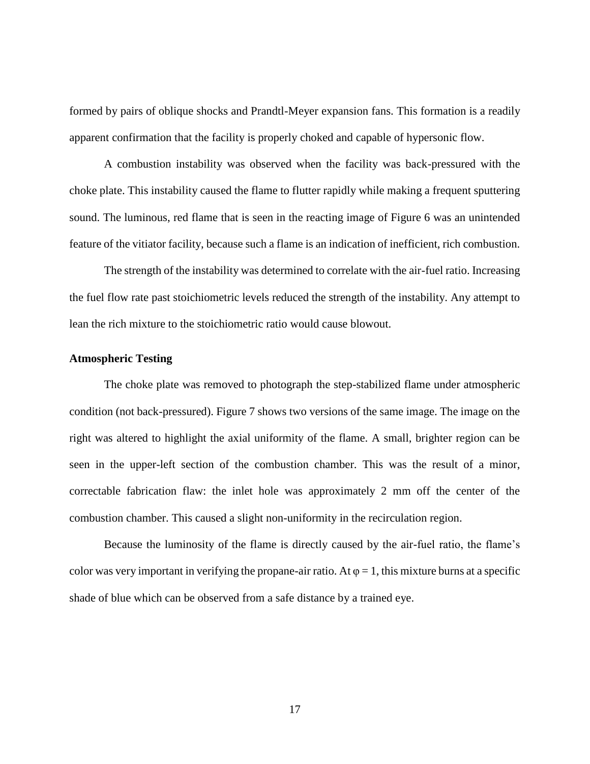formed by pairs of oblique shocks and Prandtl-Meyer expansion fans. This formation is a readily apparent confirmation that the facility is properly choked and capable of hypersonic flow.

A combustion instability was observed when the facility was back-pressured with the choke plate. This instability caused the flame to flutter rapidly while making a frequent sputtering sound. The luminous, red flame that is seen in the reacting image of Figure 6 was an unintended feature of the vitiator facility, because such a flame is an indication of inefficient, rich combustion.

The strength of the instability was determined to correlate with the air-fuel ratio. Increasing the fuel flow rate past stoichiometric levels reduced the strength of the instability. Any attempt to lean the rich mixture to the stoichiometric ratio would cause blowout.

**Atmospheric Testing**

The choke plate was removed to photograph the step-stabilized flame under atmospheric condition (not back-pressured). Figure 7 shows two versions of the same image. The image on the right was altered to highlight the axial uniformity of the flame. A small, brighter region can be seen in the upper-left section of the combustion chamber. This was the result of a minor, correctable fabrication flaw: the inlet hole was approximately 2 mm off the center of the combustion chamber. This caused a slight non-uniformity in the recirculation region.

Because the luminosity of the flame is directly caused by the air-fuel ratio, the flame's color was very important in verifying the propane-air ratio. At $\varphi = 1$, this mixture burns at a specific shade of blue which can be observed from a safe distance by a trained eye.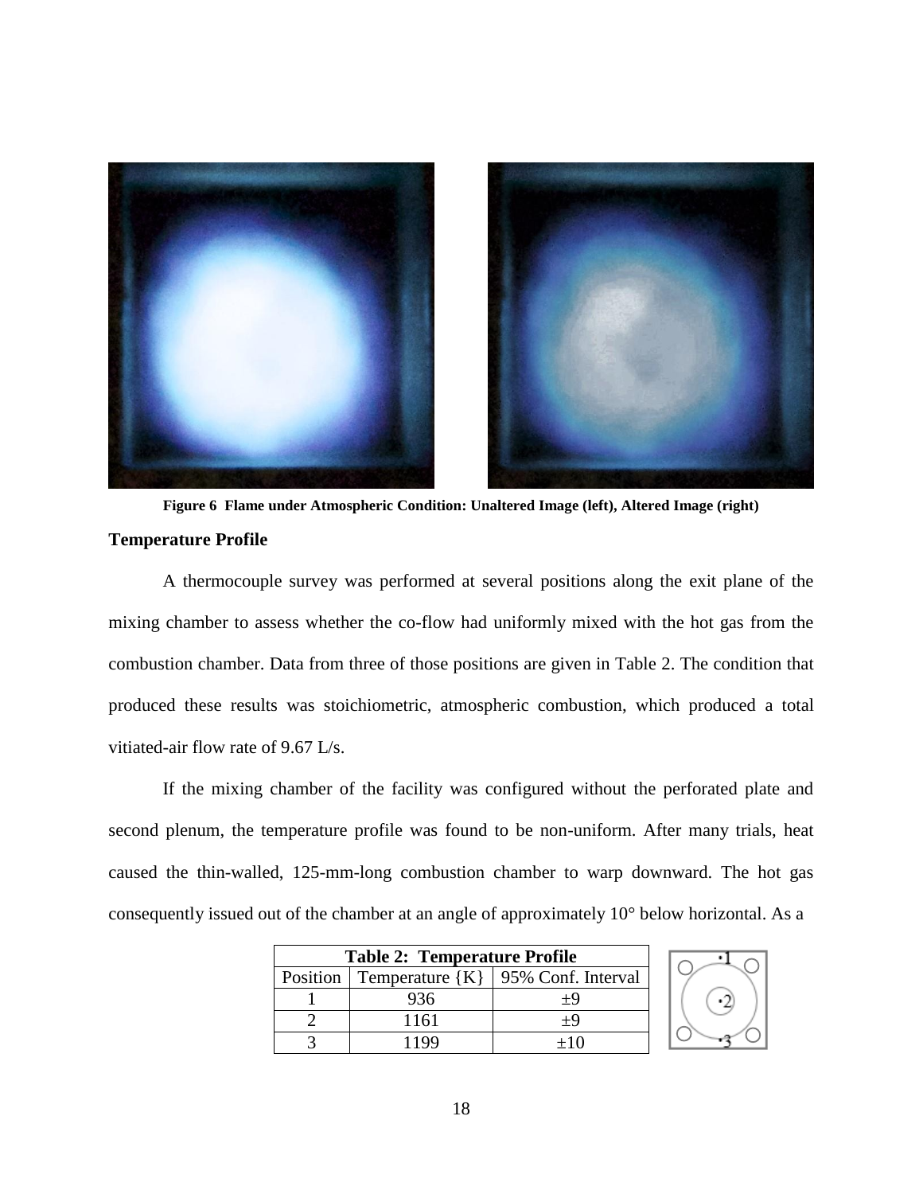Figure 6  Flame under Atmospheric Condition: Unaltered Image (left), Altered Image (right)

### Temperature Profile

A thermocouple survey was performed at several positions along the exit plane of the mixing chamber to assess whether the co-flow had uniformly mixed with the hot gas from the combustion chamber. Data from three of those positions are given in Table 2. The condition that produced these results was stoichiometric, atmospheric combustion, which produced a total vitiated-air flow rate of 9.67 L/s.

If the mixing chamber of the facility was configured without the perforated plate and second plenum, the temperature profile was found to be non-uniform. After many trials, heat caused the thin-walled, 125-mm-long combustion chamber to warp downward. The hot gas consequently issued out of the chamber at an angle of approximately 10° below horizontal. As a

**Table 2: Temperature Profile**

| Position | Temperature {K} | 95% Conf. Interval |
|---|---|---|
| 1 | 936 | ±9 |
| 2 | 1161 | ±9 |
| 3 | 1199 | ±10 |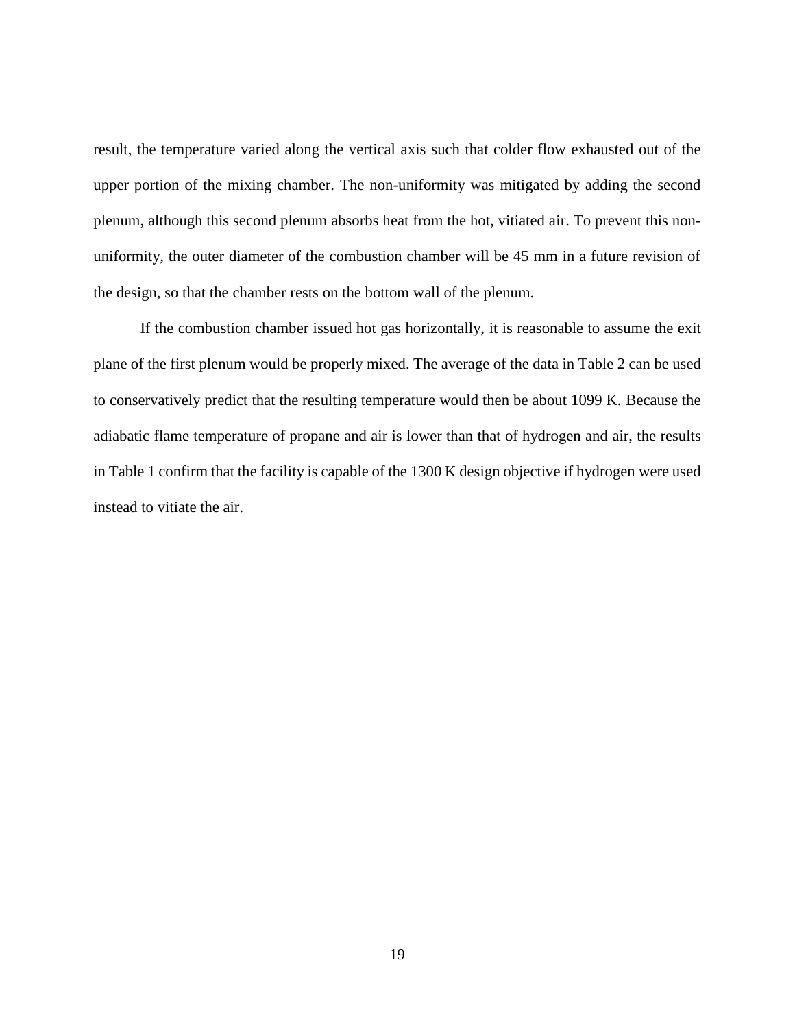result, the temperature varied along the vertical axis such that colder flow exhausted out of the upper portion of the mixing chamber. The non-uniformity was mitigated by adding the second plenum, although this second plenum absorbs heat from the hot, vitiated air. To prevent this non-uniformity, the outer diameter of the combustion chamber will be 45 mm in a future revision of the design, so that the chamber rests on the bottom wall of the plenum.

If the combustion chamber issued hot gas horizontally, it is reasonable to assume the exit plane of the first plenum would be properly mixed. The average of the data in Table 2 can be used to conservatively predict that the resulting temperature would then be about 1099 K. Because the adiabatic flame temperature of propane and air is lower than that of hydrogen and air, the results in Table 1 confirm that the facility is capable of the 1300 K design objective if hydrogen were used instead to vitiate the air.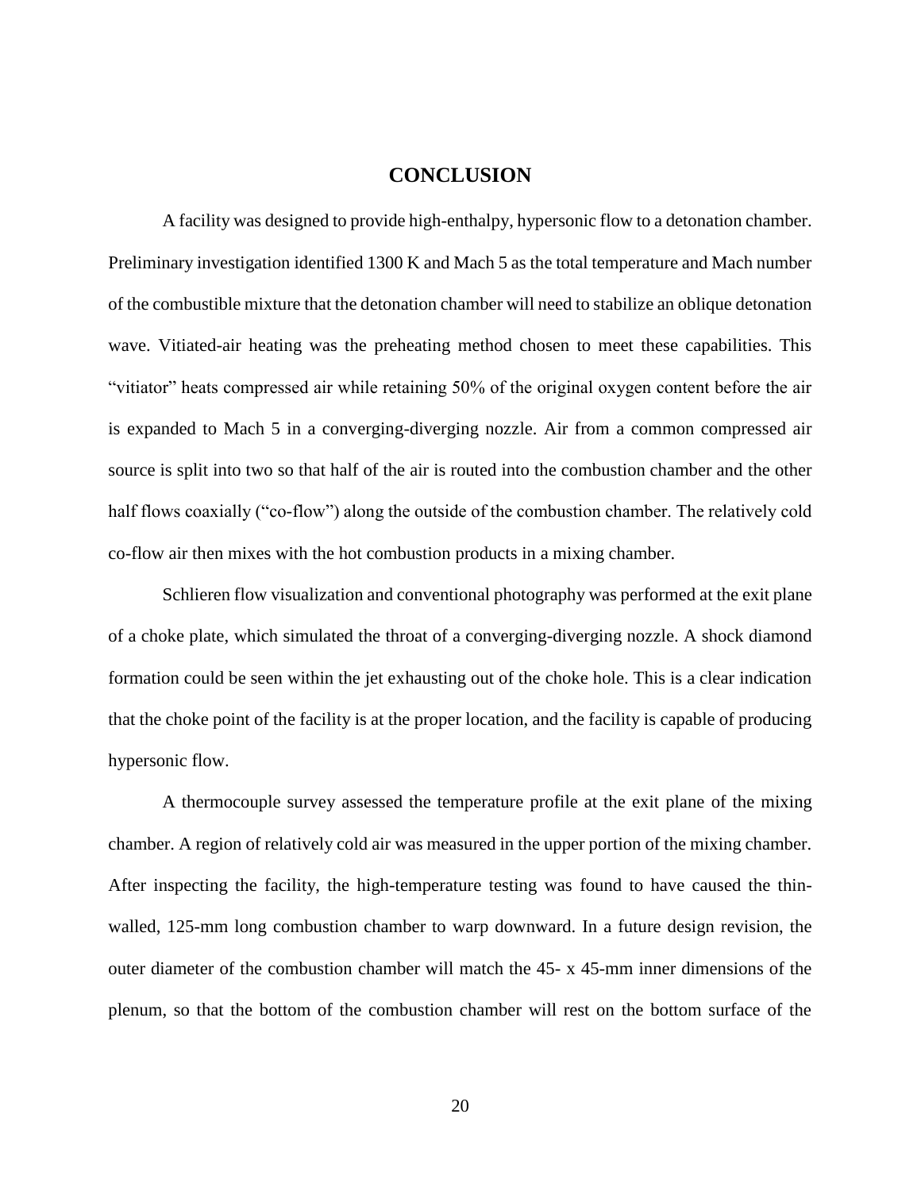# CONCLUSION

A facility was designed to provide high-enthalpy, hypersonic flow to a detonation chamber. Preliminary investigation identified 1300 K and Mach 5 as the total temperature and Mach number of the combustible mixture that the detonation chamber will need to stabilize an oblique detonation wave. Vitiated-air heating was the preheating method chosen to meet these capabilities. This "vitiator" heats compressed air while retaining 50% of the original oxygen content before the air is expanded to Mach 5 in a converging-diverging nozzle. Air from a common compressed air source is split into two so that half of the air is routed into the combustion chamber and the other half flows coaxially ("co-flow") along the outside of the combustion chamber. The relatively cold co-flow air then mixes with the hot combustion products in a mixing chamber.

Schlieren flow visualization and conventional photography was performed at the exit plane of a choke plate, which simulated the throat of a converging-diverging nozzle. A shock diamond formation could be seen within the jet exhausting out of the choke hole. This is a clear indication that the choke point of the facility is at the proper location, and the facility is capable of producing hypersonic flow.

A thermocouple survey assessed the temperature profile at the exit plane of the mixing chamber. A region of relatively cold air was measured in the upper portion of the mixing chamber. After inspecting the facility, the high-temperature testing was found to have caused the thin-walled, 125-mm long combustion chamber to warp downward. In a future design revision, the outer diameter of the combustion chamber will match the 45- x 45-mm inner dimensions of the plenum, so that the bottom of the combustion chamber will rest on the bottom surface of the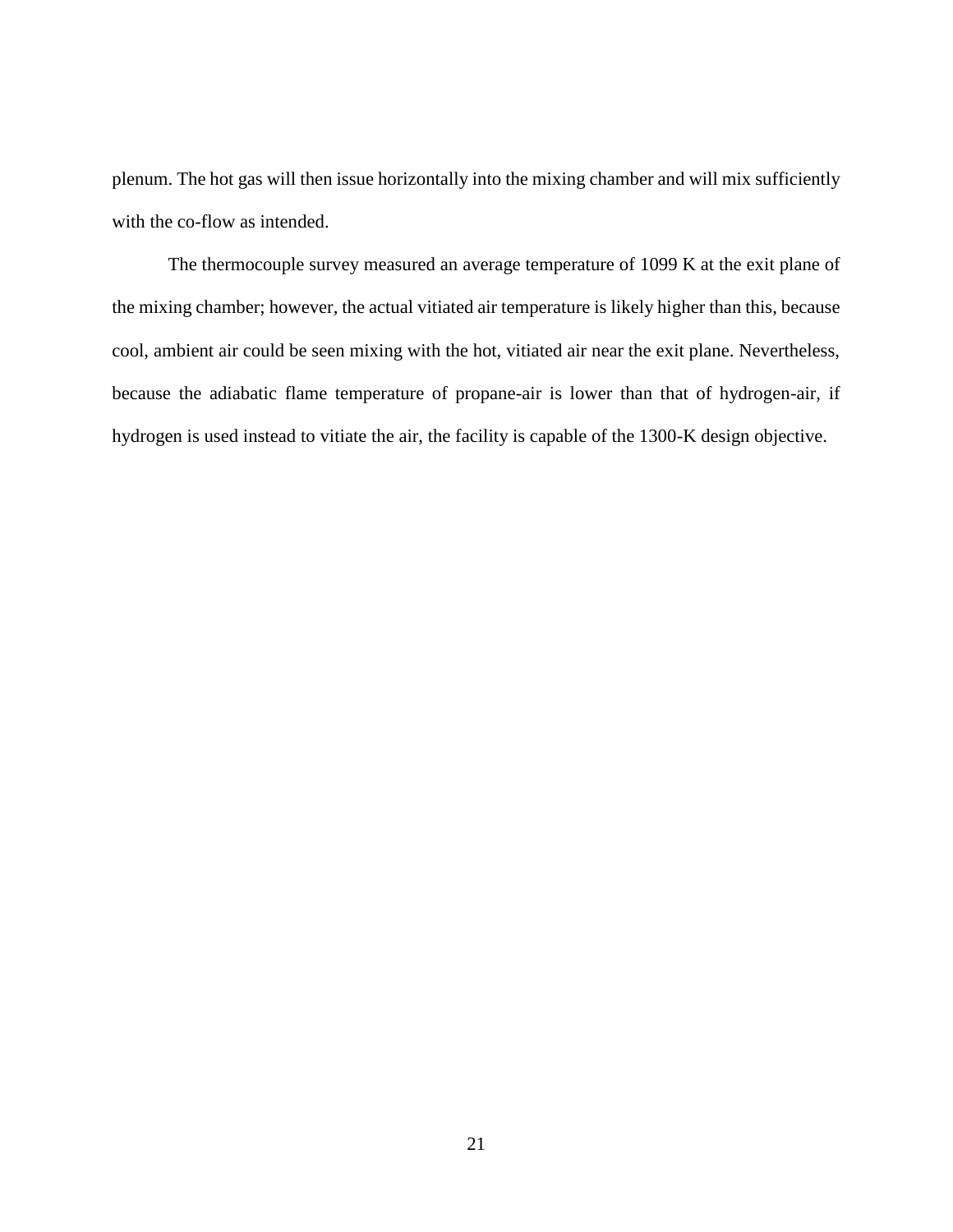plenum. The hot gas will then issue horizontally into the mixing chamber and will mix sufficiently with the co-flow as intended.

The thermocouple survey measured an average temperature of 1099 K at the exit plane of the mixing chamber; however, the actual vitiated air temperature is likely higher than this, because cool, ambient air could be seen mixing with the hot, vitiated air near the exit plane. Nevertheless, because the adiabatic flame temperature of propane-air is lower than that of hydrogen-air, if hydrogen is used instead to vitiate the air, the facility is capable of the 1300-K design objective.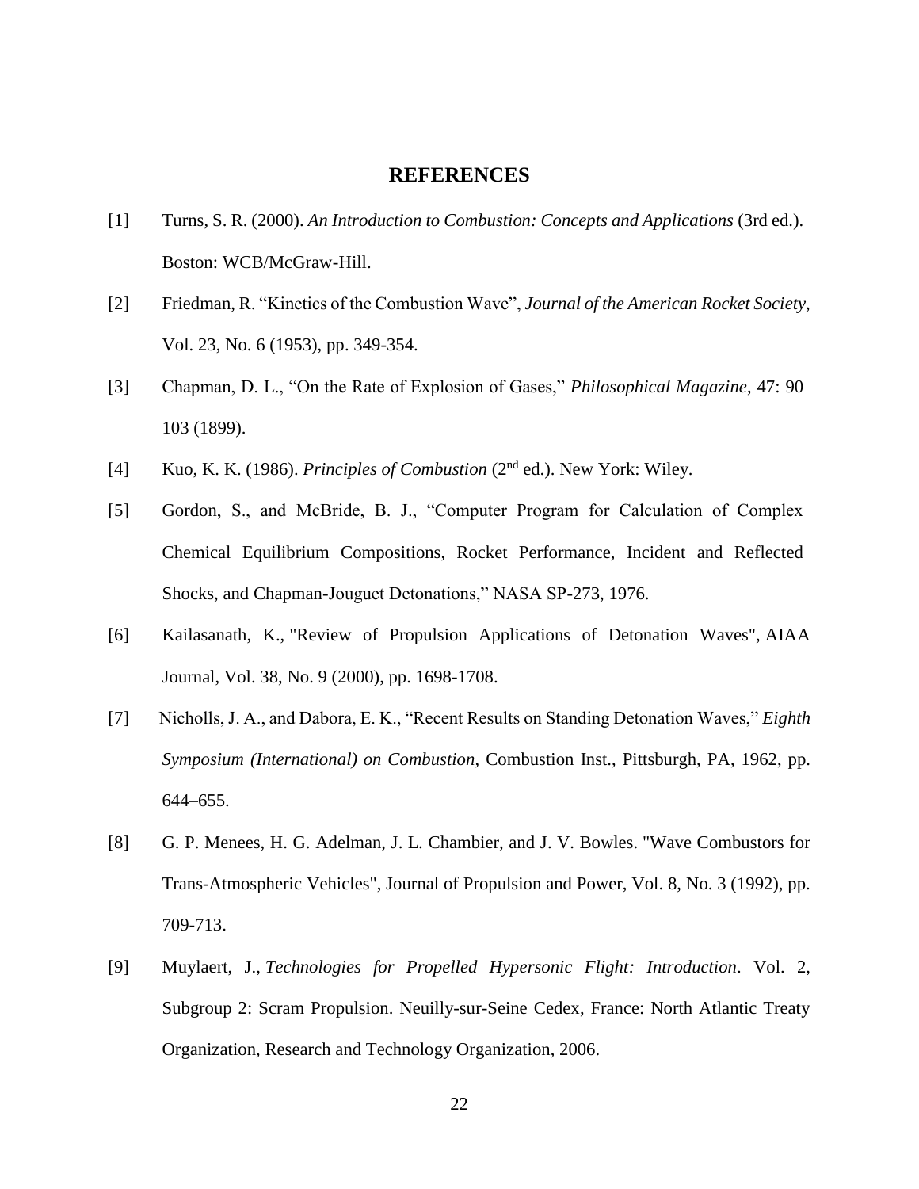# REFERENCES

[1] Turns, S. R. (2000). *An Introduction to Combustion: Concepts and Applications* (3rd ed.). Boston: WCB/McGraw-Hill.

[2] Friedman, R. "Kinetics of the Combustion Wave", *Journal of the American Rocket Society*, Vol. 23, No. 6 (1953), pp. 349-354.

[3] Chapman, D. L., "On the Rate of Explosion of Gases," *Philosophical Magazine*, 47: 90 103 (1899).

[4] Kuo, K. K. (1986). *Principles of Combustion* (2nd ed.). New York: Wiley.

[5] Gordon, S., and McBride, B. J., "Computer Program for Calculation of Complex Chemical Equilibrium Compositions, Rocket Performance, Incident and Reflected Shocks, and Chapman-Jouguet Detonations," NASA SP-273, 1976.

[6] Kailasanath, K., "Review of Propulsion Applications of Detonation Waves", AIAA Journal, Vol. 38, No. 9 (2000), pp. 1698-1708.

[7] Nicholls, J. A., and Dabora, E. K., "Recent Results on Standing Detonation Waves," *Eighth Symposium (International) on Combustion*, Combustion Inst., Pittsburgh, PA, 1962, pp. 644–655.

[8] G. P. Menees, H. G. Adelman, J. L. Chambier, and J. V. Bowles. "Wave Combustors for Trans-Atmospheric Vehicles", Journal of Propulsion and Power, Vol. 8, No. 3 (1992), pp. 709-713.

[9] Muylaert, J., *Technologies for Propelled Hypersonic Flight: Introduction*. Vol. 2, Subgroup 2: Scram Propulsion. Neuilly-sur-Seine Cedex, France: North Atlantic Treaty Organization, Research and Technology Organization, 2006.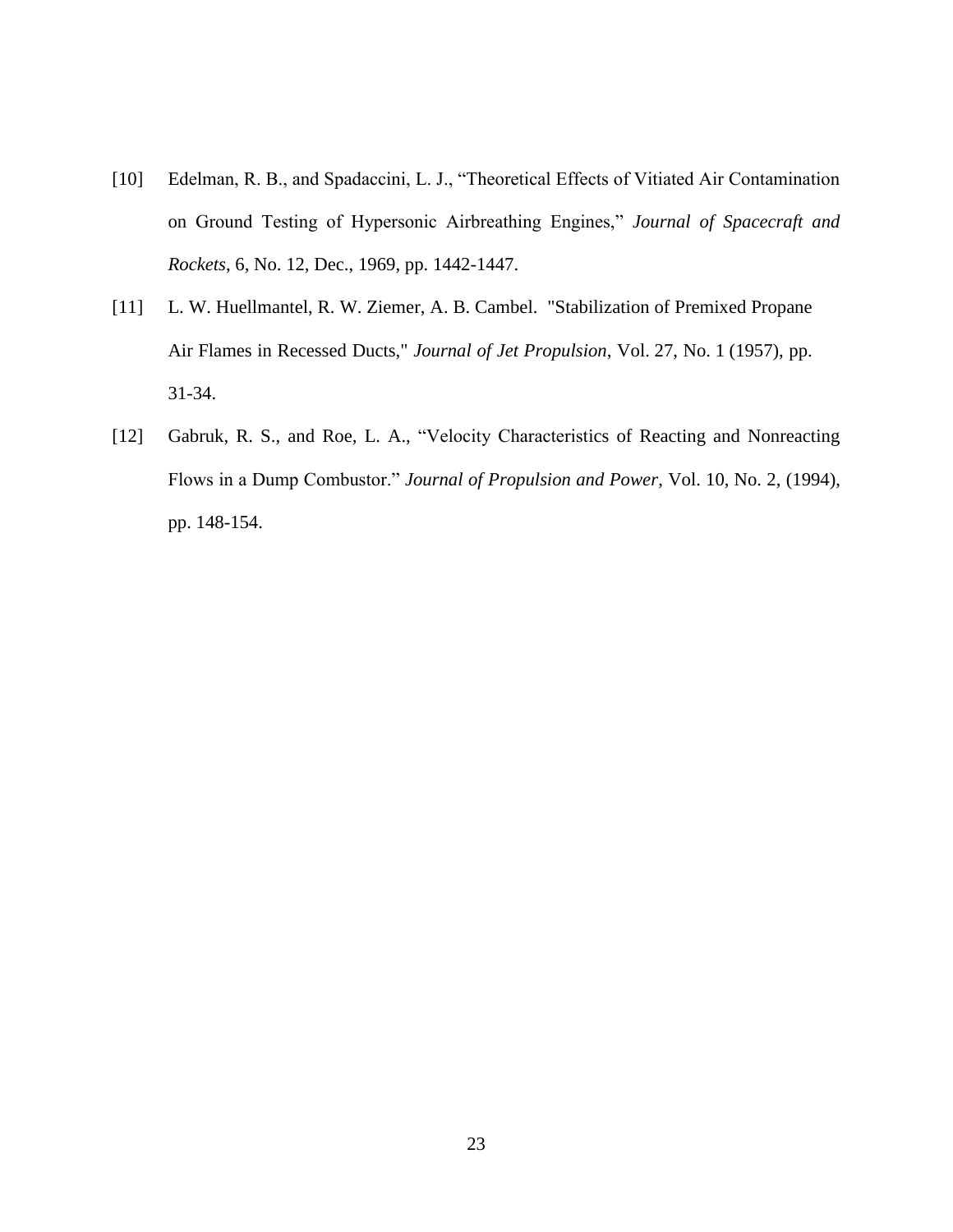[10] Edelman, R. B., and Spadaccini, L. J., “Theoretical Effects of Vitiated Air Contamination on Ground Testing of Hypersonic Airbreathing Engines,” *Journal of Spacecraft and Rockets*, 6, No. 12, Dec., 1969, pp. 1442-1447.

[11] L. W. Huellmantel, R. W. Ziemer, A. B. Cambel. "Stabilization of Premixed Propane Air Flames in Recessed Ducts," *Journal of Jet Propulsion*, Vol. 27, No. 1 (1957), pp. 31-34.

[12] Gabruk, R. S., and Roe, L. A., “Velocity Characteristics of Reacting and Nonreacting Flows in a Dump Combustor.” *Journal of Propulsion and Power*, Vol. 10, No. 2, (1994), pp. 148-154.